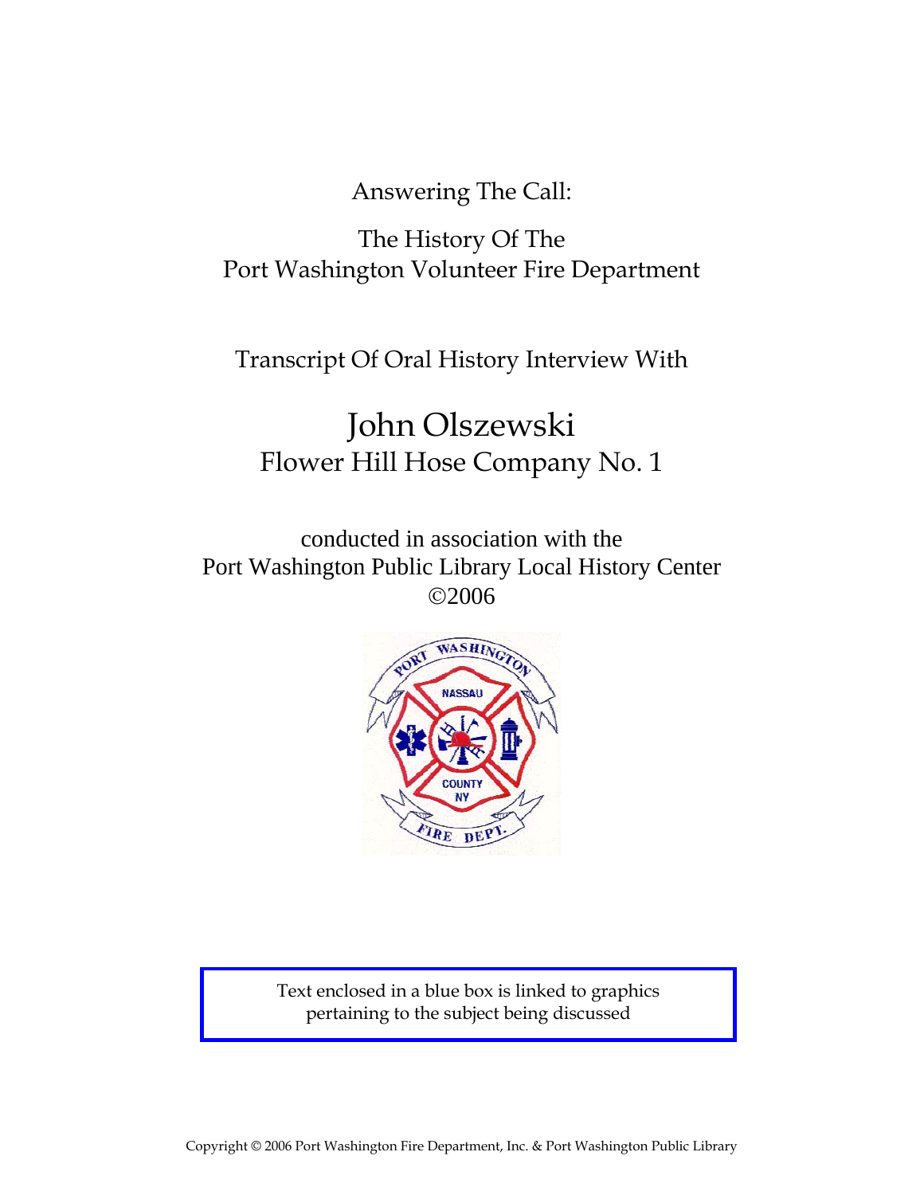Answering The Call:

The History Of The
Port Washington Volunteer Fire Department

Transcript Of Oral History Interview With

# John Olszewski
## Flower Hill Hose Company No. 1

conducted in association with the
Port Washington Public Library Local History Center
©2006

Text enclosed in a blue box is linked to graphics pertaining to the subject being discussed

Copyright © 2006 Port Washington Fire Department, Inc. & Port Washington Public Library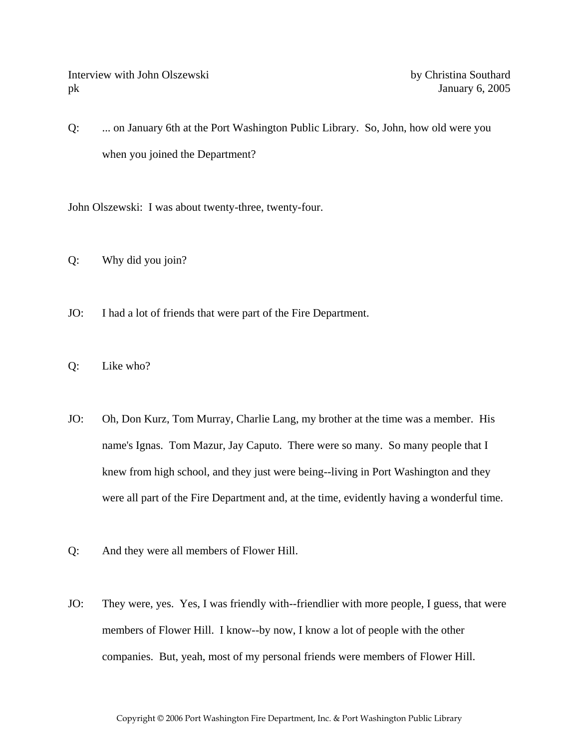Interview with John Olszewski by Christina Southard
pk January 6, 2005

Q: ... on January 6th at the Port Washington Public Library. So, John, how old were you when you joined the Department?

John Olszewski: I was about twenty-three, twenty-four.

Q: Why did you join?

JO: I had a lot of friends that were part of the Fire Department.

Q: Like who?

JO: Oh, Don Kurz, Tom Murray, Charlie Lang, my brother at the time was a member. His name's Ignas. Tom Mazur, Jay Caputo. There were so many. So many people that I knew from high school, and they just were being--living in Port Washington and they were all part of the Fire Department and, at the time, evidently having a wonderful time.

Q: And they were all members of Flower Hill.

JO: They were, yes. Yes, I was friendly with--friendlier with more people, I guess, that were members of Flower Hill. I know--by now, I know a lot of people with the other companies. But, yeah, most of my personal friends were members of Flower Hill.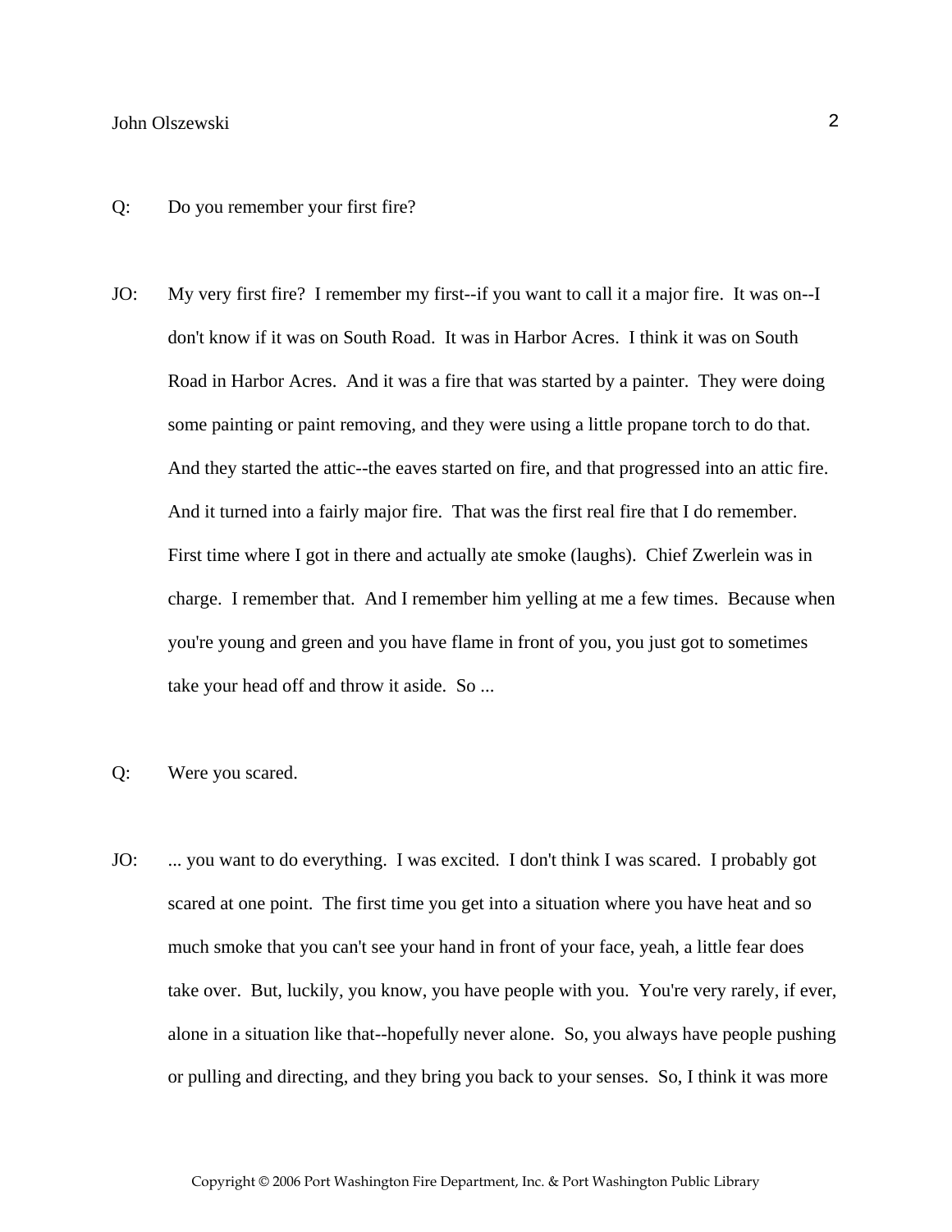Q: Do you remember your first fire?

JO: My very first fire? I remember my first--if you want to call it a major fire. It was on--I don't know if it was on South Road. It was in Harbor Acres. I think it was on South Road in Harbor Acres. And it was a fire that was started by a painter. They were doing some painting or paint removing, and they were using a little propane torch to do that. And they started the attic--the eaves started on fire, and that progressed into an attic fire. And it turned into a fairly major fire. That was the first real fire that I do remember. First time where I got in there and actually ate smoke (laughs). Chief Zwerlein was in charge. I remember that. And I remember him yelling at me a few times. Because when you're young and green and you have flame in front of you, you just got to sometimes take your head off and throw it aside. So ...

Q: Were you scared.

JO: ... you want to do everything. I was excited. I don't think I was scared. I probably got scared at one point. The first time you get into a situation where you have heat and so much smoke that you can't see your hand in front of your face, yeah, a little fear does take over. But, luckily, you know, you have people with you. You're very rarely, if ever, alone in a situation like that--hopefully never alone. So, you always have people pushing or pulling and directing, and they bring you back to your senses. So, I think it was more

Copyright © 2006 Port Washington Fire Department, Inc. & Port Washington Public Library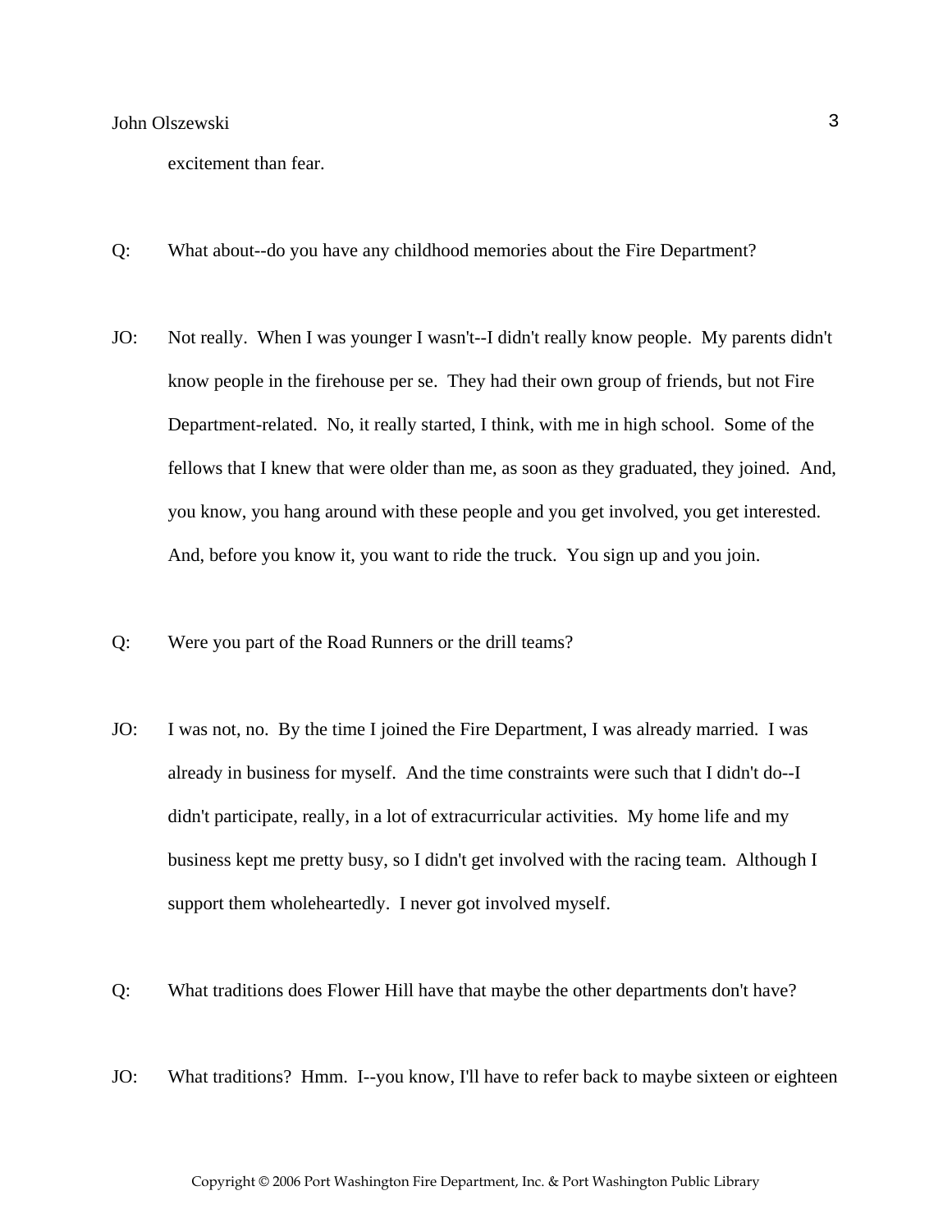excitement than fear.

Q: What about--do you have any childhood memories about the Fire Department?

JO: Not really. When I was younger I wasn't--I didn't really know people. My parents didn't know people in the firehouse per se. They had their own group of friends, but not Fire Department-related. No, it really started, I think, with me in high school. Some of the fellows that I knew that were older than me, as soon as they graduated, they joined. And, you know, you hang around with these people and you get involved, you get interested. And, before you know it, you want to ride the truck. You sign up and you join.

Q: Were you part of the Road Runners or the drill teams?

JO: I was not, no. By the time I joined the Fire Department, I was already married. I was already in business for myself. And the time constraints were such that I didn't do--I didn't participate, really, in a lot of extracurricular activities. My home life and my business kept me pretty busy, so I didn't get involved with the racing team. Although I support them wholeheartedly. I never got involved myself.

Q: What traditions does Flower Hill have that maybe the other departments don't have?

JO: What traditions? Hmm. I--you know, I'll have to refer back to maybe sixteen or eighteen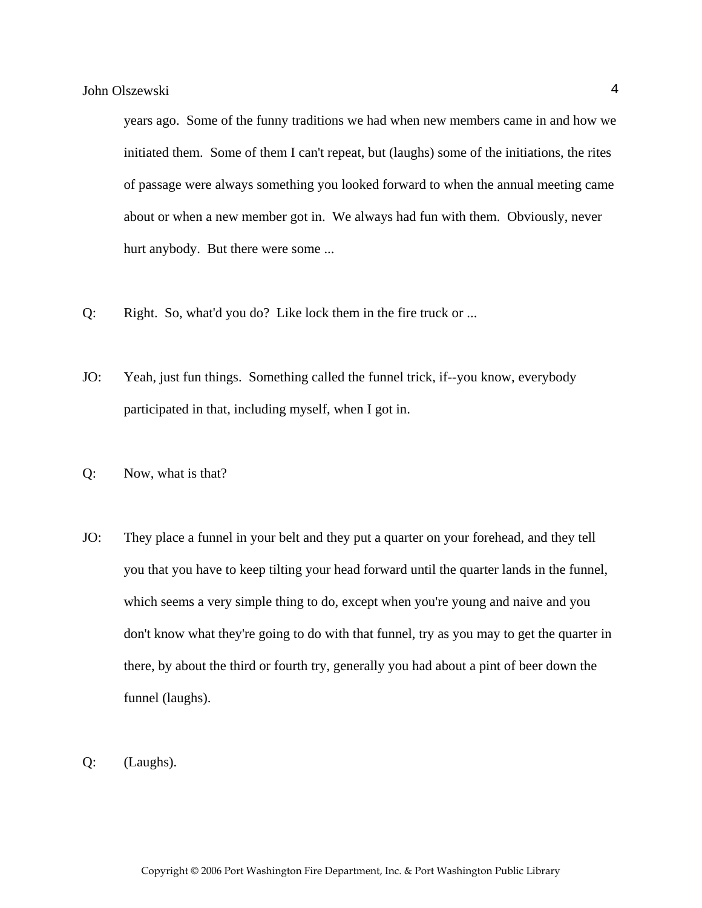years ago. Some of the funny traditions we had when new members came in and how we initiated them. Some of them I can't repeat, but (laughs) some of the initiations, the rites of passage were always something you looked forward to when the annual meeting came about or when a new member got in. We always had fun with them. Obviously, never hurt anybody. But there were some ...

Q: Right. So, what'd you do? Like lock them in the fire truck or ...

JO: Yeah, just fun things. Something called the funnel trick, if--you know, everybody participated in that, including myself, when I got in.

Q: Now, what is that?

JO: They place a funnel in your belt and they put a quarter on your forehead, and they tell you that you have to keep tilting your head forward until the quarter lands in the funnel, which seems a very simple thing to do, except when you're young and naive and you don't know what they're going to do with that funnel, try as you may to get the quarter in there, by about the third or fourth try, generally you had about a pint of beer down the funnel (laughs).

Q: (Laughs).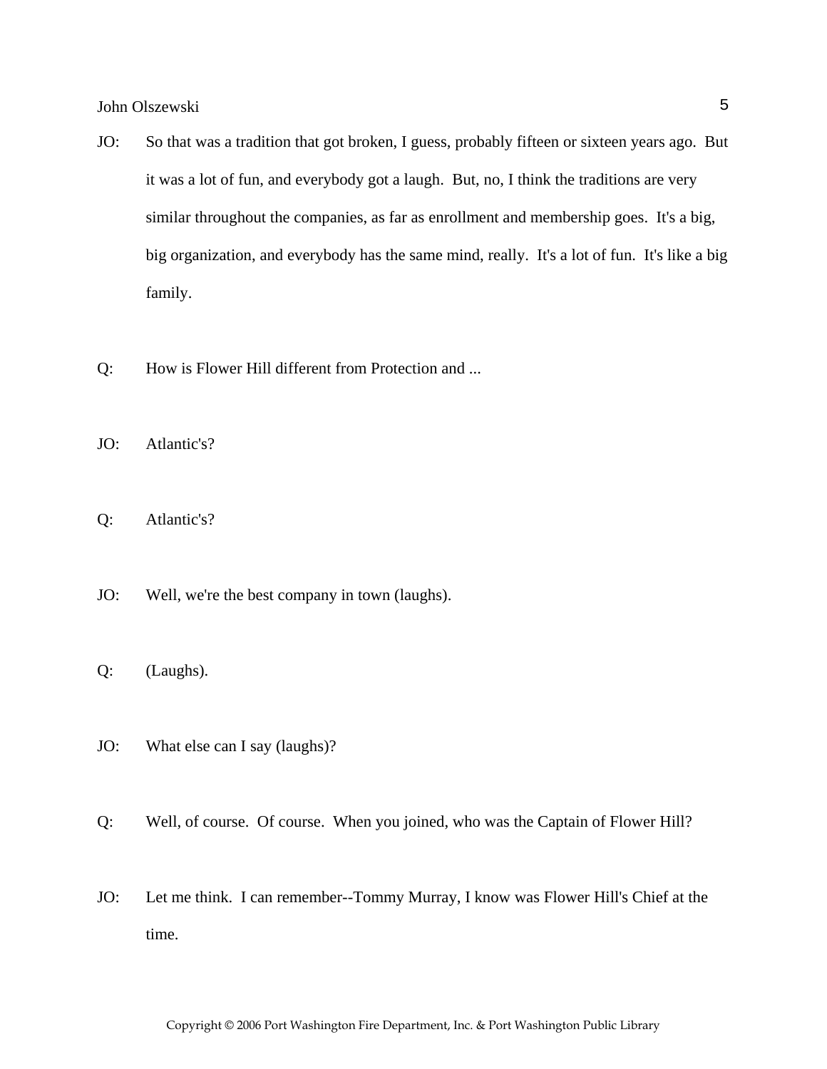JO: So that was a tradition that got broken, I guess, probably fifteen or sixteen years ago. But it was a lot of fun, and everybody got a laugh. But, no, I think the traditions are very similar throughout the companies, as far as enrollment and membership goes. It's a big, big organization, and everybody has the same mind, really. It's a lot of fun. It's like a big family.

Q: How is Flower Hill different from Protection and ...

JO: Atlantic's?

Q: Atlantic's?

JO: Well, we're the best company in town (laughs).

Q: (Laughs).

JO: What else can I say (laughs)?

Q: Well, of course. Of course. When you joined, who was the Captain of Flower Hill?

JO: Let me think. I can remember--Tommy Murray, I know was Flower Hill's Chief at the time.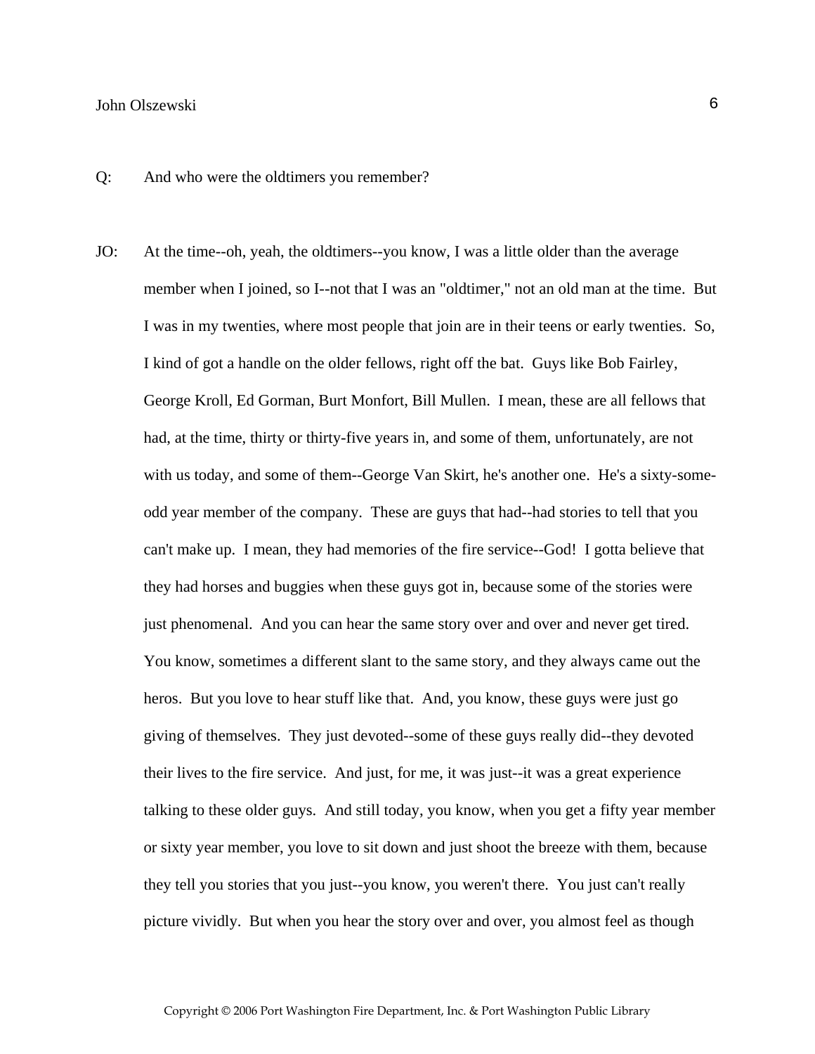Q: And who were the oldtimers you remember?

JO: At the time--oh, yeah, the oldtimers--you know, I was a little older than the average member when I joined, so I--not that I was an "oldtimer," not an old man at the time. But I was in my twenties, where most people that join are in their teens or early twenties. So, I kind of got a handle on the older fellows, right off the bat. Guys like Bob Fairley, George Kroll, Ed Gorman, Burt Monfort, Bill Mullen. I mean, these are all fellows that had, at the time, thirty or thirty-five years in, and some of them, unfortunately, are not with us today, and some of them--George Van Skirt, he's another one. He's a sixty-some-odd year member of the company. These are guys that had--had stories to tell that you can't make up. I mean, they had memories of the fire service--God! I gotta believe that they had horses and buggies when these guys got in, because some of the stories were just phenomenal. And you can hear the same story over and over and never get tired. You know, sometimes a different slant to the same story, and they always came out the heros. But you love to hear stuff like that. And, you know, these guys were just go giving of themselves. They just devoted--some of these guys really did--they devoted their lives to the fire service. And just, for me, it was just--it was a great experience talking to these older guys. And still today, you know, when you get a fifty year member or sixty year member, you love to sit down and just shoot the breeze with them, because they tell you stories that you just--you know, you weren't there. You just can't really picture vividly. But when you hear the story over and over, you almost feel as though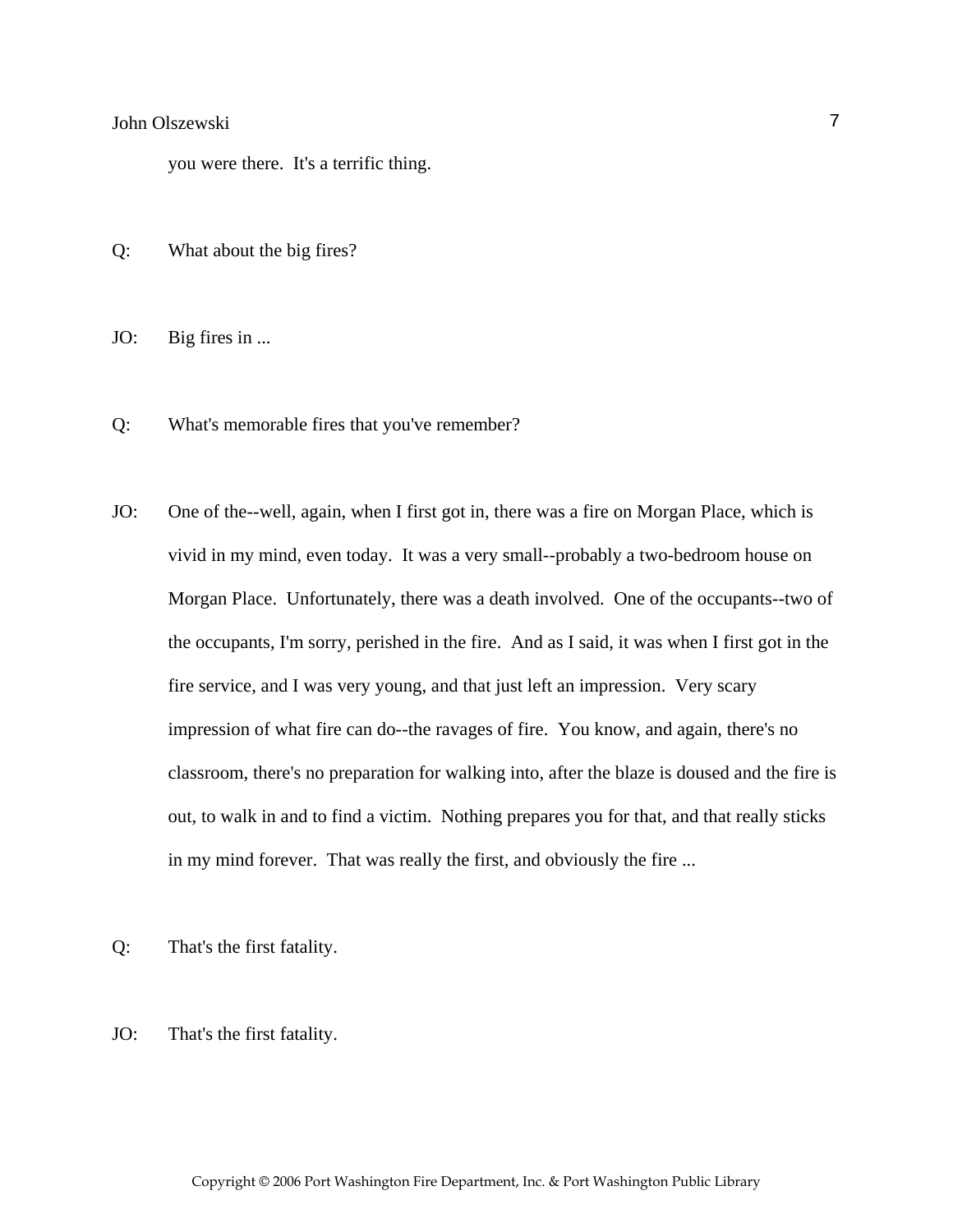you were there.  It's a terrific thing.

Q: What about the big fires?

JO: Big fires in ...

Q: What's memorable fires that you've remember?

JO: One of the--well, again, when I first got in, there was a fire on Morgan Place, which is vivid in my mind, even today.  It was a very small--probably a two-bedroom house on Morgan Place.  Unfortunately, there was a death involved.  One of the occupants--two of the occupants, I'm sorry, perished in the fire.  And as I said, it was when I first got in the fire service, and I was very young, and that just left an impression.  Very scary impression of what fire can do--the ravages of fire.  You know, and again, there's no classroom, there's no preparation for walking into, after the blaze is doused and the fire is out, to walk in and to find a victim.  Nothing prepares you for that, and that really sticks in my mind forever.  That was really the first, and obviously the fire ...

Q: That's the first fatality.

JO: That's the first fatality.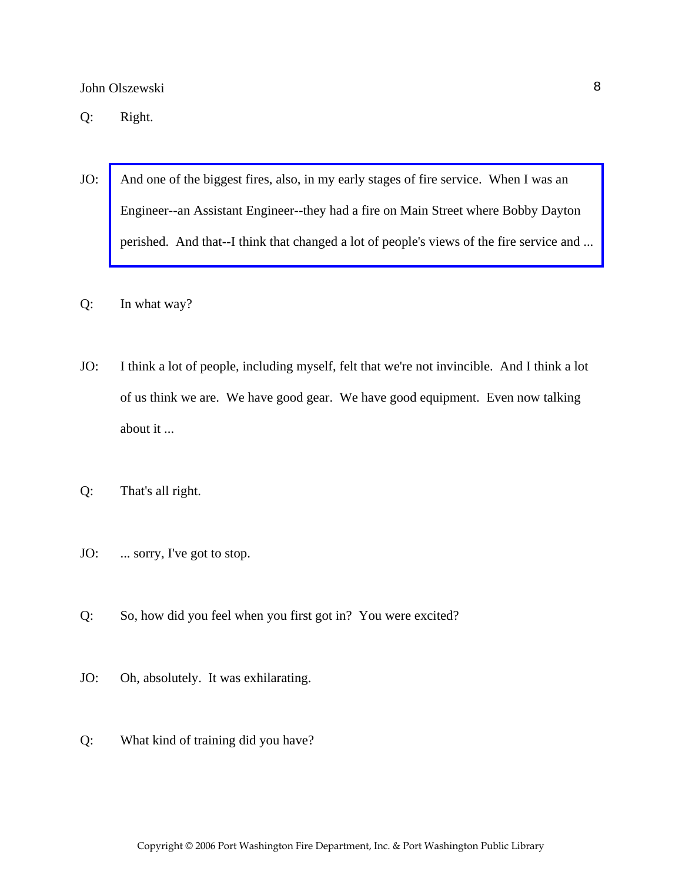Q: Right.

JO: And one of the biggest fires, also, in my early stages of fire service. When I was an Engineer--an Assistant Engineer--they had a fire on Main Street where Bobby Dayton perished. And that--I think that changed a lot of people's views of the fire service and ...

Q: In what way?

JO: I think a lot of people, including myself, felt that we're not invincible. And I think a lot of us think we are. We have good gear. We have good equipment. Even now talking about it ...

Q: That's all right.

JO: ... sorry, I've got to stop.

Q: So, how did you feel when you first got in? You were excited?

JO: Oh, absolutely. It was exhilarating.

Q: What kind of training did you have?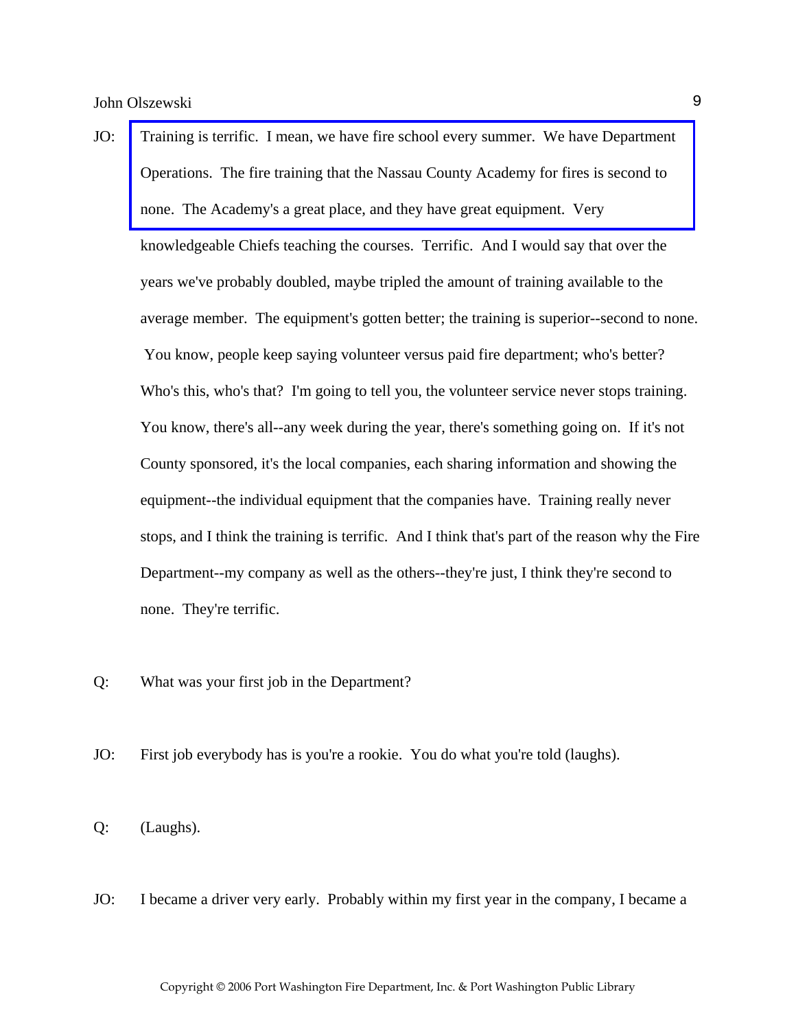JO: Training is terrific. I mean, we have fire school every summer. We have Department Operations. The fire training that the Nassau County Academy for fires is second to none. The Academy's a great place, and they have great equipment. Very knowledgeable Chiefs teaching the courses. Terrific. And I would say that over the years we've probably doubled, maybe tripled the amount of training available to the average member. The equipment's gotten better; the training is superior--second to none. You know, people keep saying volunteer versus paid fire department; who's better? Who's this, who's that? I'm going to tell you, the volunteer service never stops training. You know, there's all--any week during the year, there's something going on. If it's not County sponsored, it's the local companies, each sharing information and showing the equipment--the individual equipment that the companies have. Training really never stops, and I think the training is terrific. And I think that's part of the reason why the Fire Department--my company as well as the others--they're just, I think they're second to none. They're terrific.

Q: What was your first job in the Department?

JO: First job everybody has is you're a rookie. You do what you're told (laughs).

Q: (Laughs).

JO: I became a driver very early. Probably within my first year in the company, I became a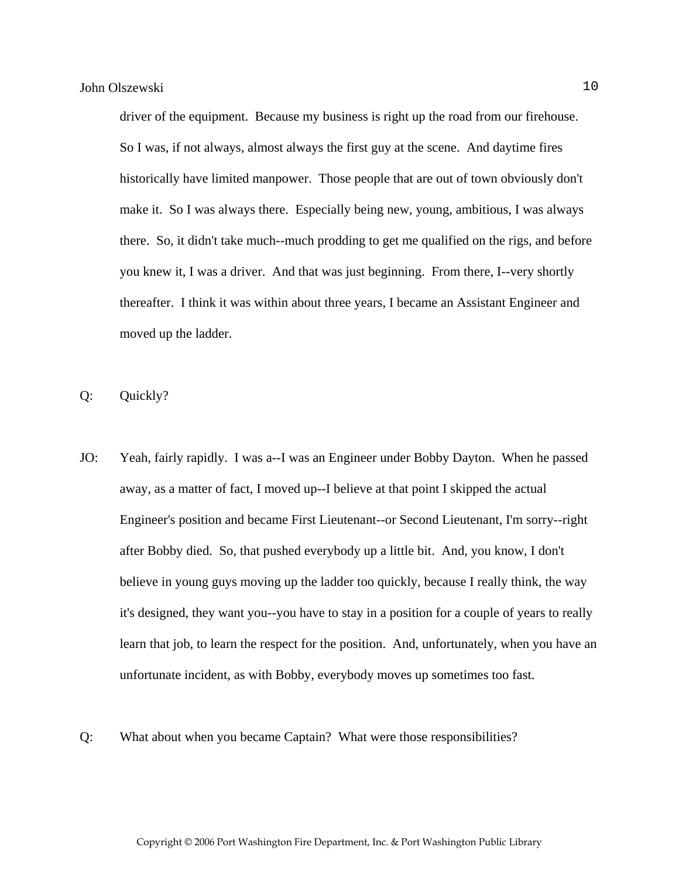driver of the equipment. Because my business is right up the road from our firehouse. So I was, if not always, almost always the first guy at the scene. And daytime fires historically have limited manpower. Those people that are out of town obviously don't make it. So I was always there. Especially being new, young, ambitious, I was always there. So, it didn't take much--much prodding to get me qualified on the rigs, and before you knew it, I was a driver. And that was just beginning. From there, I--very shortly thereafter. I think it was within about three years, I became an Assistant Engineer and moved up the ladder.

Q: Quickly?

JO: Yeah, fairly rapidly. I was a--I was an Engineer under Bobby Dayton. When he passed away, as a matter of fact, I moved up--I believe at that point I skipped the actual Engineer's position and became First Lieutenant--or Second Lieutenant, I'm sorry--right after Bobby died. So, that pushed everybody up a little bit. And, you know, I don't believe in young guys moving up the ladder too quickly, because I really think, the way it's designed, they want you--you have to stay in a position for a couple of years to really learn that job, to learn the respect for the position. And, unfortunately, when you have an unfortunate incident, as with Bobby, everybody moves up sometimes too fast.

Q: What about when you became Captain? What were those responsibilities?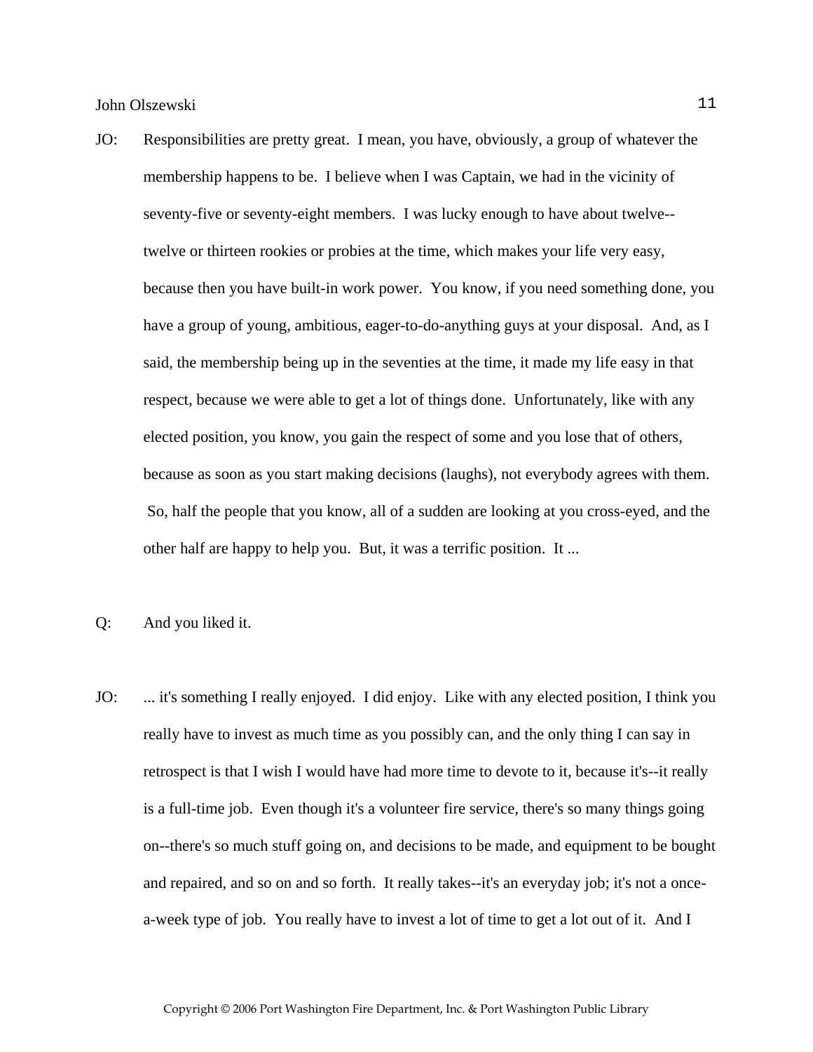JO: Responsibilities are pretty great. I mean, you have, obviously, a group of whatever the membership happens to be. I believe when I was Captain, we had in the vicinity of seventy-five or seventy-eight members. I was lucky enough to have about twelve--twelve or thirteen rookies or probies at the time, which makes your life very easy, because then you have built-in work power. You know, if you need something done, you have a group of young, ambitious, eager-to-do-anything guys at your disposal. And, as I said, the membership being up in the seventies at the time, it made my life easy in that respect, because we were able to get a lot of things done. Unfortunately, like with any elected position, you know, you gain the respect of some and you lose that of others, because as soon as you start making decisions (laughs), not everybody agrees with them. So, half the people that you know, all of a sudden are looking at you cross-eyed, and the other half are happy to help you. But, it was a terrific position. It ...

Q: And you liked it.

JO: ... it's something I really enjoyed. I did enjoy. Like with any elected position, I think you really have to invest as much time as you possibly can, and the only thing I can say in retrospect is that I wish I would have had more time to devote to it, because it's--it really is a full-time job. Even though it's a volunteer fire service, there's so many things going on--there's so much stuff going on, and decisions to be made, and equipment to be bought and repaired, and so on and so forth. It really takes--it's an everyday job; it's not a once-a-week type of job. You really have to invest a lot of time to get a lot out of it. And I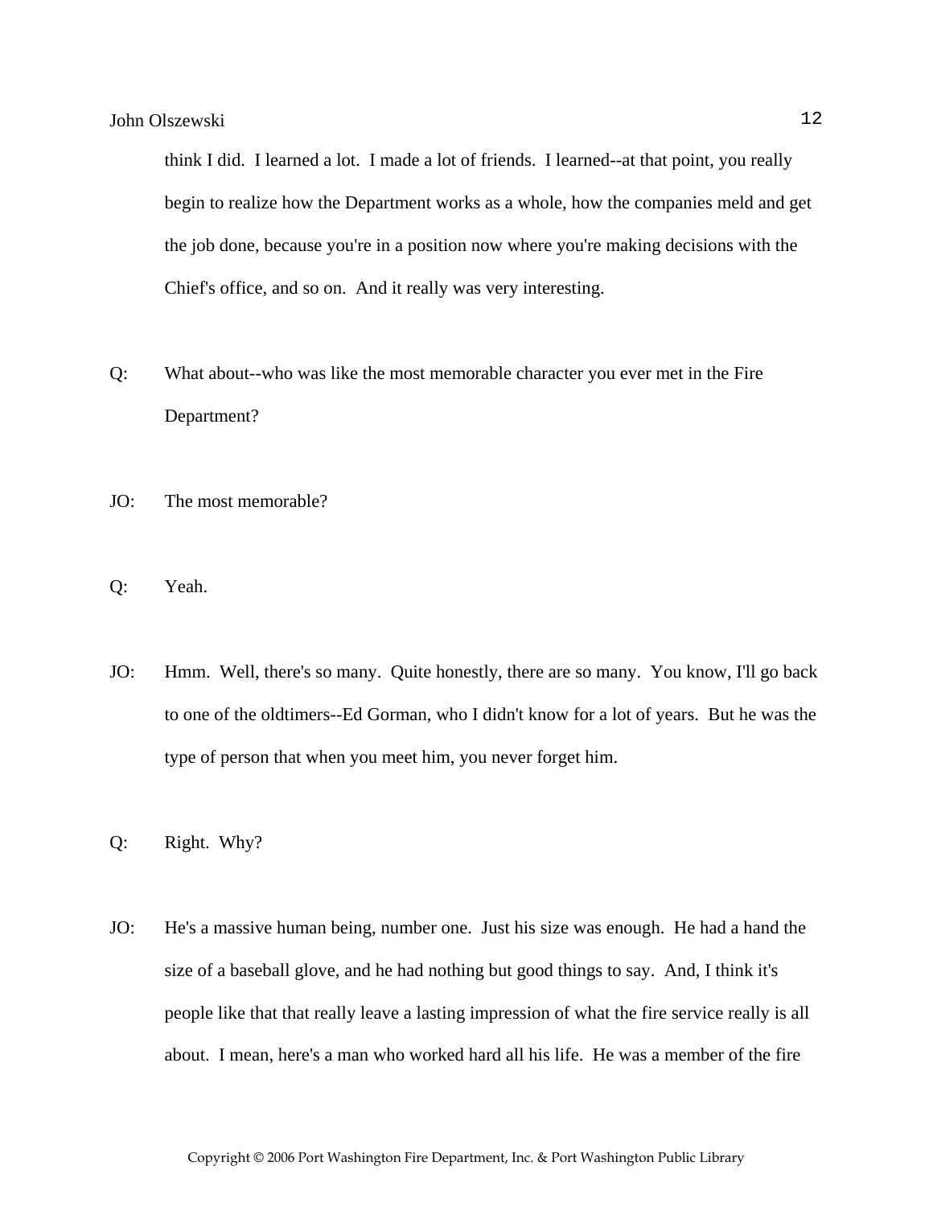think I did.  I learned a lot.  I made a lot of friends.  I learned--at that point, you really begin to realize how the Department works as a whole, how the companies meld and get the job done, because you're in a position now where you're making decisions with the Chief's office, and so on.  And it really was very interesting.

Q: What about--who was like the most memorable character you ever met in the Fire Department?

JO: The most memorable?

Q: Yeah.

JO: Hmm.  Well, there's so many.  Quite honestly, there are so many.  You know, I'll go back to one of the oldtimers--Ed Gorman, who I didn't know for a lot of years.  But he was the type of person that when you meet him, you never forget him.

Q: Right.  Why?

JO: He's a massive human being, number one.  Just his size was enough.  He had a hand the size of a baseball glove, and he had nothing but good things to say.  And, I think it's people like that that really leave a lasting impression of what the fire service really is all about.  I mean, here's a man who worked hard all his life.  He was a member of the fire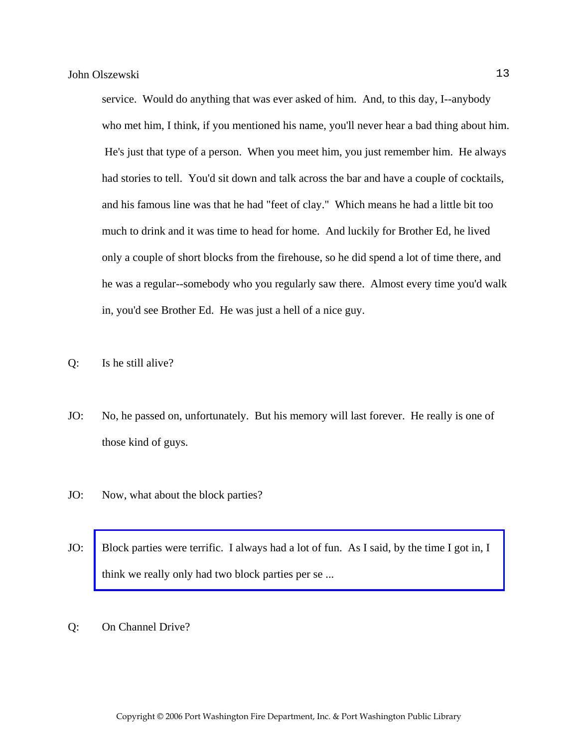service. Would do anything that was ever asked of him. And, to this day, I--anybody who met him, I think, if you mentioned his name, you'll never hear a bad thing about him. He's just that type of a person. When you meet him, you just remember him. He always had stories to tell. You'd sit down and talk across the bar and have a couple of cocktails, and his famous line was that he had "feet of clay." Which means he had a little bit too much to drink and it was time to head for home. And luckily for Brother Ed, he lived only a couple of short blocks from the firehouse, so he did spend a lot of time there, and he was a regular--somebody who you regularly saw there. Almost every time you'd walk in, you'd see Brother Ed. He was just a hell of a nice guy.

Q: Is he still alive?

JO: No, he passed on, unfortunately. But his memory will last forever. He really is one of those kind of guys.

JO: Now, what about the block parties?

JO: Block parties were terrific. I always had a lot of fun. As I said, by the time I got in, I think we really only had two block parties per se ...

Q: On Channel Drive?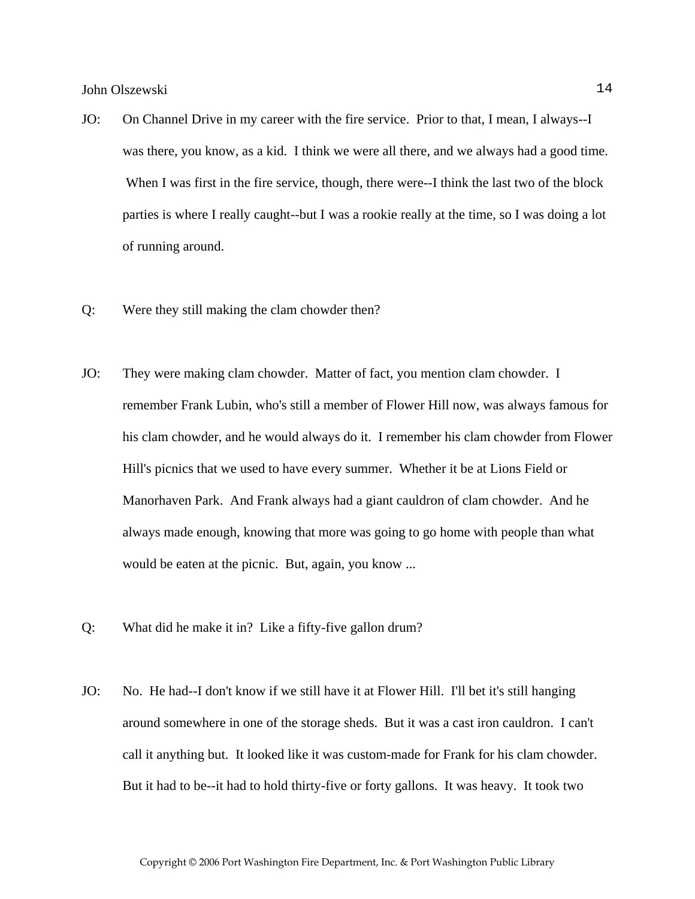JO: On Channel Drive in my career with the fire service. Prior to that, I mean, I always--I was there, you know, as a kid. I think we were all there, and we always had a good time. When I was first in the fire service, though, there were--I think the last two of the block parties is where I really caught--but I was a rookie really at the time, so I was doing a lot of running around.

Q: Were they still making the clam chowder then?

JO: They were making clam chowder. Matter of fact, you mention clam chowder. I remember Frank Lubin, who's still a member of Flower Hill now, was always famous for his clam chowder, and he would always do it. I remember his clam chowder from Flower Hill's picnics that we used to have every summer. Whether it be at Lions Field or Manorhaven Park. And Frank always had a giant cauldron of clam chowder. And he always made enough, knowing that more was going to go home with people than what would be eaten at the picnic. But, again, you know ...

Q: What did he make it in? Like a fifty-five gallon drum?

JO: No. He had--I don't know if we still have it at Flower Hill. I'll bet it's still hanging around somewhere in one of the storage sheds. But it was a cast iron cauldron. I can't call it anything but. It looked like it was custom-made for Frank for his clam chowder. But it had to be--it had to hold thirty-five or forty gallons. It was heavy. It took two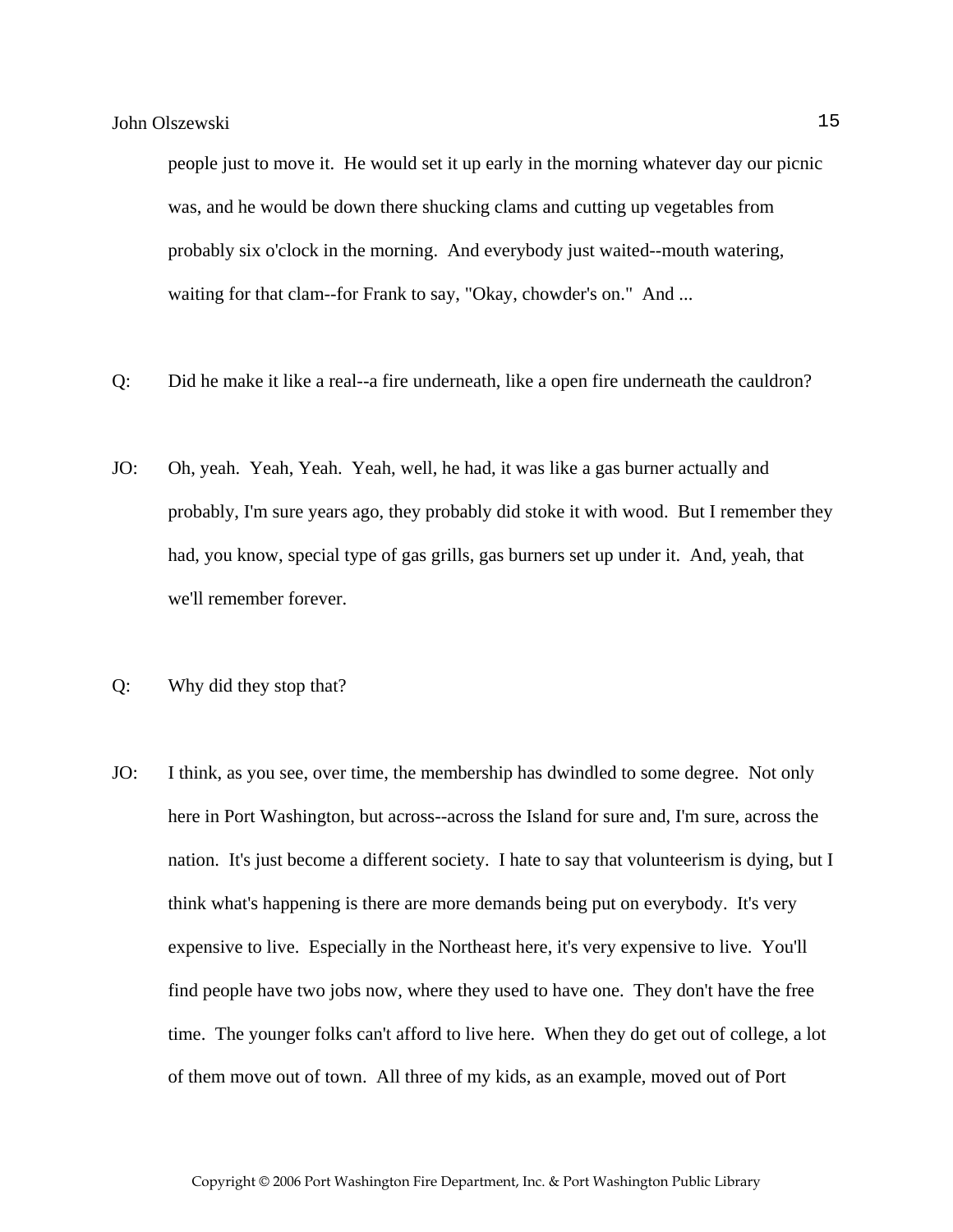people just to move it. He would set it up early in the morning whatever day our picnic was, and he would be down there shucking clams and cutting up vegetables from probably six o'clock in the morning. And everybody just waited--mouth watering, waiting for that clam--for Frank to say, "Okay, chowder's on." And ...

Q: Did he make it like a real--a fire underneath, like a open fire underneath the cauldron?

JO: Oh, yeah. Yeah, Yeah. Yeah, well, he had, it was like a gas burner actually and probably, I'm sure years ago, they probably did stoke it with wood. But I remember they had, you know, special type of gas grills, gas burners set up under it. And, yeah, that we'll remember forever.

Q: Why did they stop that?

JO: I think, as you see, over time, the membership has dwindled to some degree. Not only here in Port Washington, but across--across the Island for sure and, I'm sure, across the nation. It's just become a different society. I hate to say that volunteerism is dying, but I think what's happening is there are more demands being put on everybody. It's very expensive to live. Especially in the Northeast here, it's very expensive to live. You'll find people have two jobs now, where they used to have one. They don't have the free time. The younger folks can't afford to live here. When they do get out of college, a lot of them move out of town. All three of my kids, as an example, moved out of Port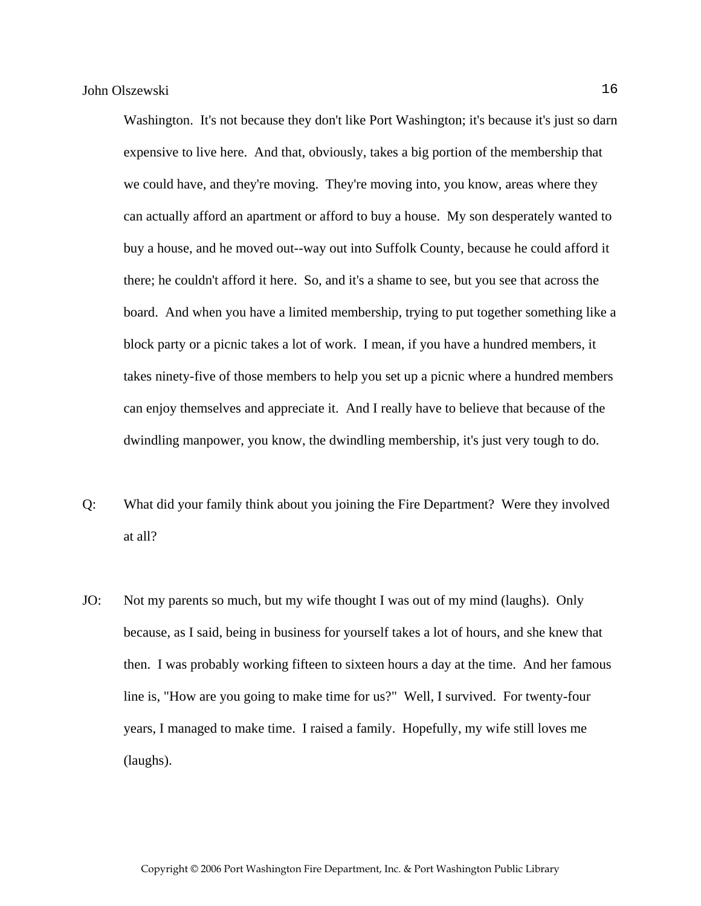Washington. It's not because they don't like Port Washington; it's because it's just so darn expensive to live here. And that, obviously, takes a big portion of the membership that we could have, and they're moving. They're moving into, you know, areas where they can actually afford an apartment or afford to buy a house. My son desperately wanted to buy a house, and he moved out--way out into Suffolk County, because he could afford it there; he couldn't afford it here. So, and it's a shame to see, but you see that across the board. And when you have a limited membership, trying to put together something like a block party or a picnic takes a lot of work. I mean, if you have a hundred members, it takes ninety-five of those members to help you set up a picnic where a hundred members can enjoy themselves and appreciate it. And I really have to believe that because of the dwindling manpower, you know, the dwindling membership, it's just very tough to do.

Q: What did your family think about you joining the Fire Department? Were they involved at all?

JO: Not my parents so much, but my wife thought I was out of my mind (laughs). Only because, as I said, being in business for yourself takes a lot of hours, and she knew that then. I was probably working fifteen to sixteen hours a day at the time. And her famous line is, "How are you going to make time for us?" Well, I survived. For twenty-four years, I managed to make time. I raised a family. Hopefully, my wife still loves me (laughs).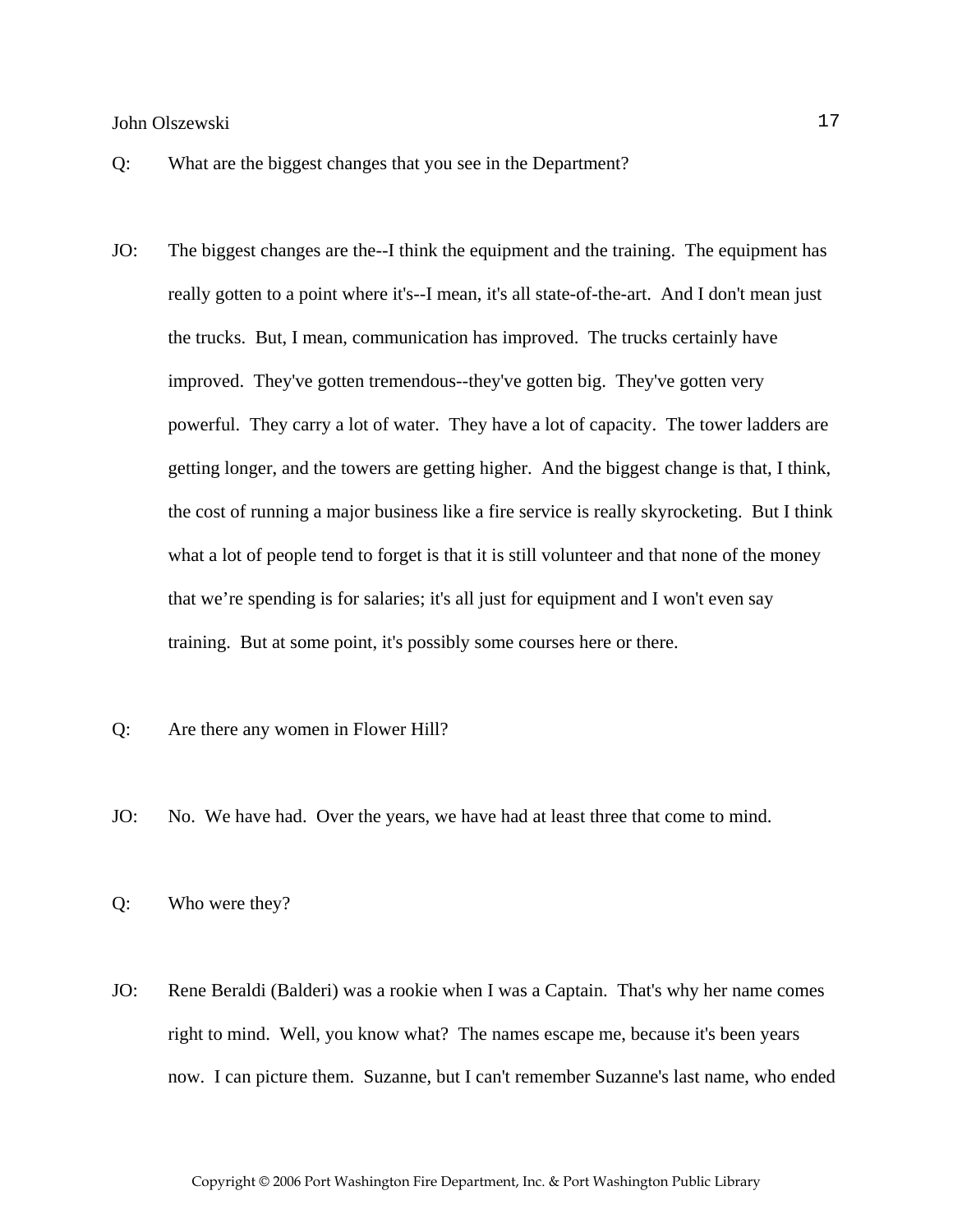Q: What are the biggest changes that you see in the Department?

JO: The biggest changes are the--I think the equipment and the training. The equipment has really gotten to a point where it's--I mean, it's all state-of-the-art. And I don't mean just the trucks. But, I mean, communication has improved. The trucks certainly have improved. They've gotten tremendous--they've gotten big. They've gotten very powerful. They carry a lot of water. They have a lot of capacity. The tower ladders are getting longer, and the towers are getting higher. And the biggest change is that, I think, the cost of running a major business like a fire service is really skyrocketing. But I think what a lot of people tend to forget is that it is still volunteer and that none of the money that we're spending is for salaries; it's all just for equipment and I won't even say training. But at some point, it's possibly some courses here or there.

Q: Are there any women in Flower Hill?

JO: No. We have had. Over the years, we have had at least three that come to mind.

Q: Who were they?

JO: Rene Beraldi (Balderi) was a rookie when I was a Captain. That's why her name comes right to mind. Well, you know what? The names escape me, because it's been years now. I can picture them. Suzanne, but I can't remember Suzanne's last name, who ended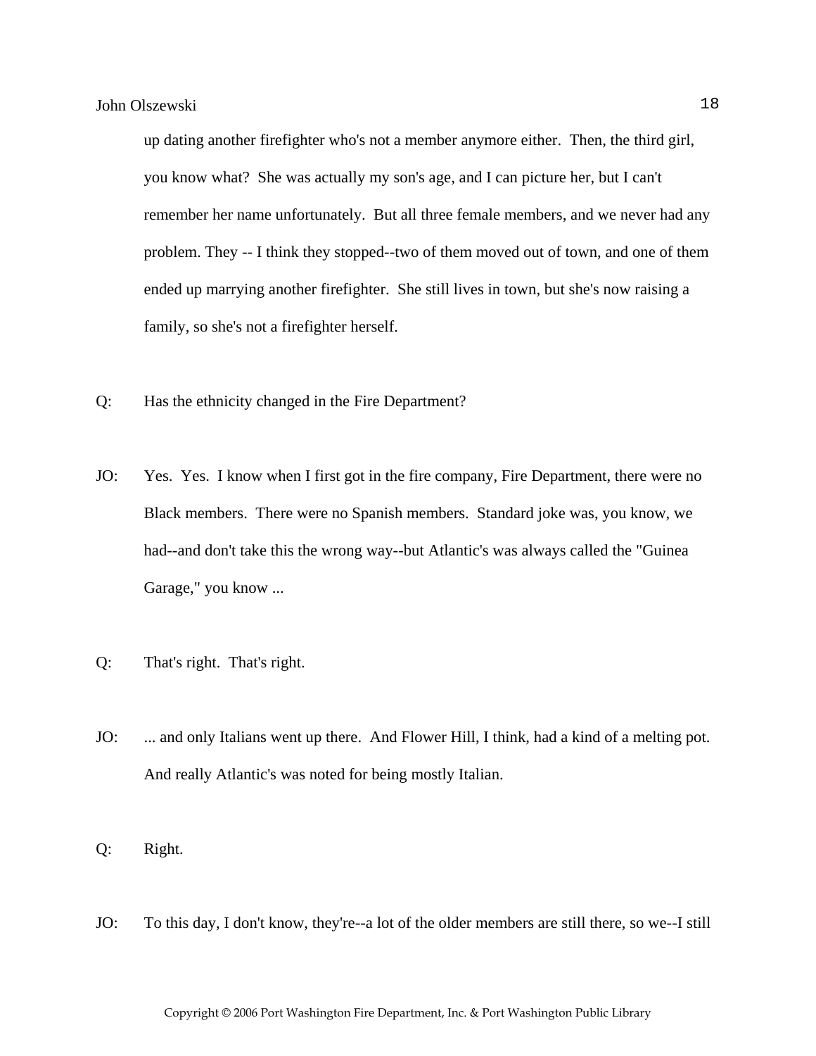up dating another firefighter who's not a member anymore either. Then, the third girl, you know what? She was actually my son's age, and I can picture her, but I can't remember her name unfortunately. But all three female members, and we never had any problem. They -- I think they stopped--two of them moved out of town, and one of them ended up marrying another firefighter. She still lives in town, but she's now raising a family, so she's not a firefighter herself.

Q: Has the ethnicity changed in the Fire Department?

JO: Yes. Yes. I know when I first got in the fire company, Fire Department, there were no Black members. There were no Spanish members. Standard joke was, you know, we had--and don't take this the wrong way--but Atlantic's was always called the "Guinea Garage," you know ...

Q: That's right. That's right.

JO: ... and only Italians went up there. And Flower Hill, I think, had a kind of a melting pot. And really Atlantic's was noted for being mostly Italian.

Q: Right.

JO: To this day, I don't know, they're--a lot of the older members are still there, so we--I still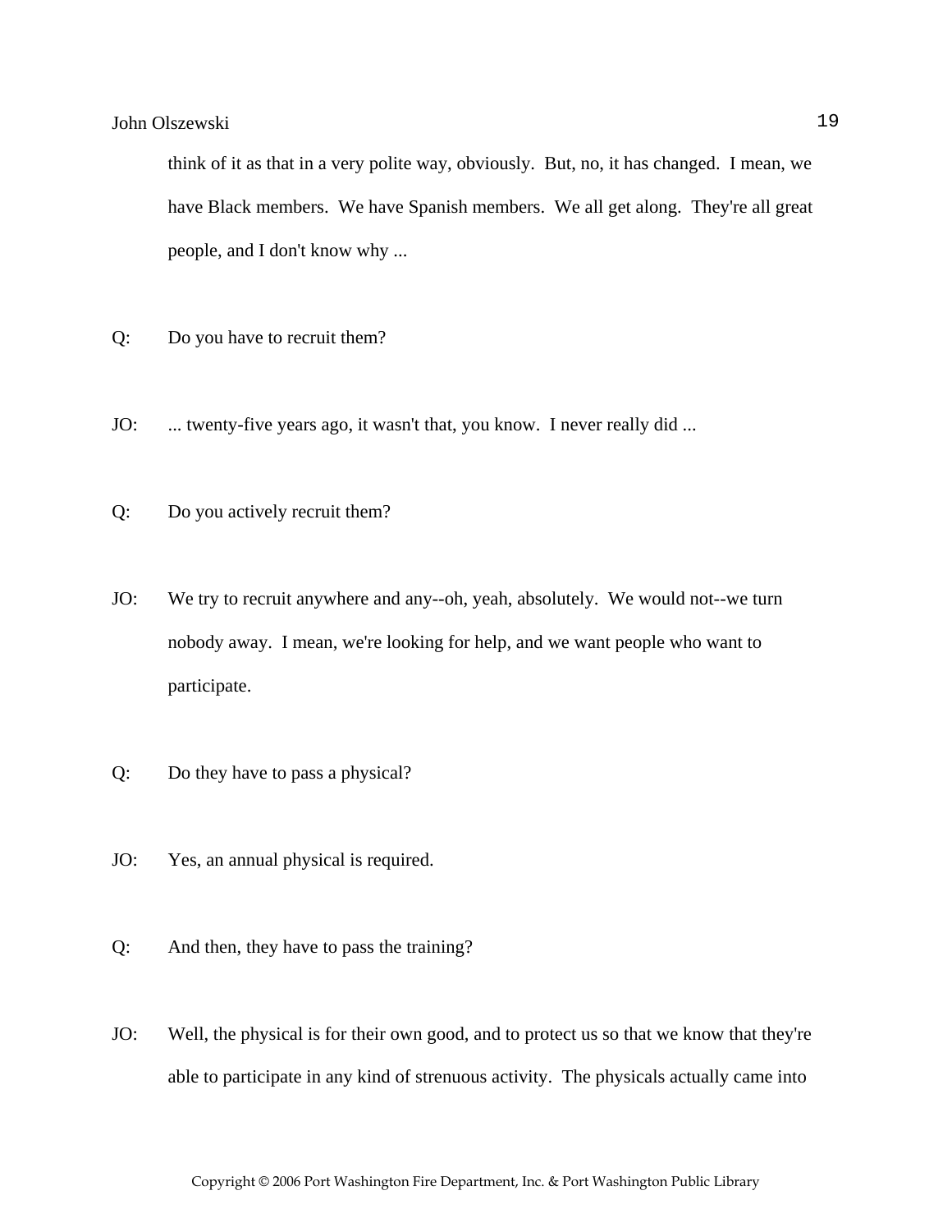think of it as that in a very polite way, obviously. But, no, it has changed. I mean, we have Black members. We have Spanish members. We all get along. They're all great people, and I don't know why ...

Q: Do you have to recruit them?

JO: ... twenty-five years ago, it wasn't that, you know. I never really did ...

Q: Do you actively recruit them?

JO: We try to recruit anywhere and any--oh, yeah, absolutely. We would not--we turn nobody away. I mean, we're looking for help, and we want people who want to participate.

Q: Do they have to pass a physical?

JO: Yes, an annual physical is required.

Q: And then, they have to pass the training?

JO: Well, the physical is for their own good, and to protect us so that we know that they're able to participate in any kind of strenuous activity. The physicals actually came into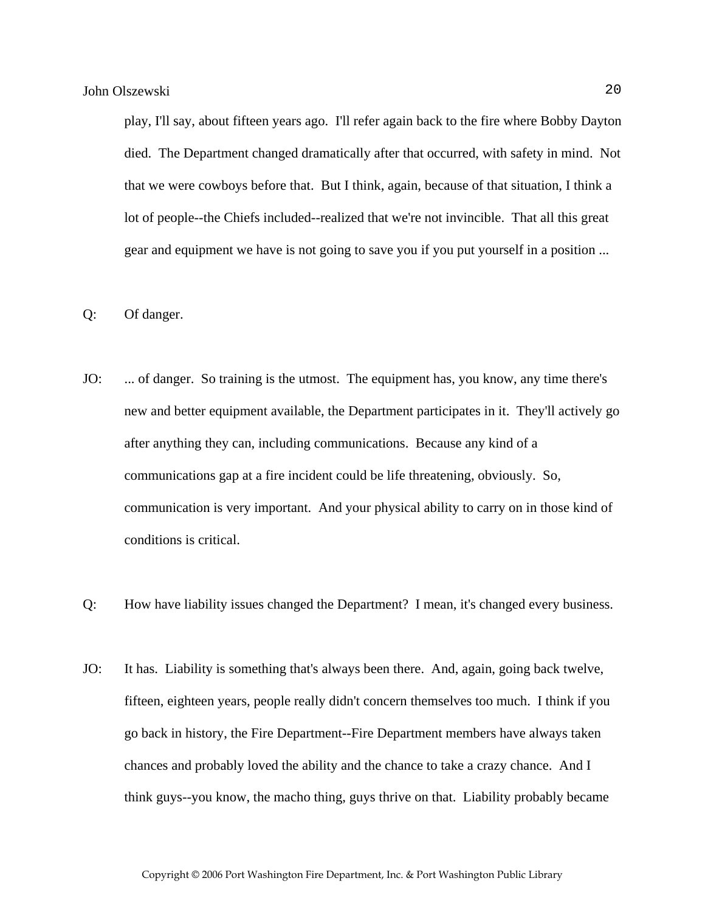play, I'll say, about fifteen years ago.  I'll refer again back to the fire where Bobby Dayton died.  The Department changed dramatically after that occurred, with safety in mind.  Not that we were cowboys before that.  But I think, again, because of that situation, I think a lot of people--the Chiefs included--realized that we're not invincible.  That all this great gear and equipment we have is not going to save you if you put yourself in a position ...

Q: Of danger.

JO: ... of danger.  So training is the utmost.  The equipment has, you know, any time there's new and better equipment available, the Department participates in it.  They'll actively go after anything they can, including communications.  Because any kind of a communications gap at a fire incident could be life threatening, obviously.  So, communication is very important.  And your physical ability to carry on in those kind of conditions is critical.

Q: How have liability issues changed the Department?  I mean, it's changed every business.

JO: It has.  Liability is something that's always been there.  And, again, going back twelve, fifteen, eighteen years, people really didn't concern themselves too much.  I think if you go back in history, the Fire Department--Fire Department members have always taken chances and probably loved the ability and the chance to take a crazy chance.  And I think guys--you know, the macho thing, guys thrive on that.  Liability probably became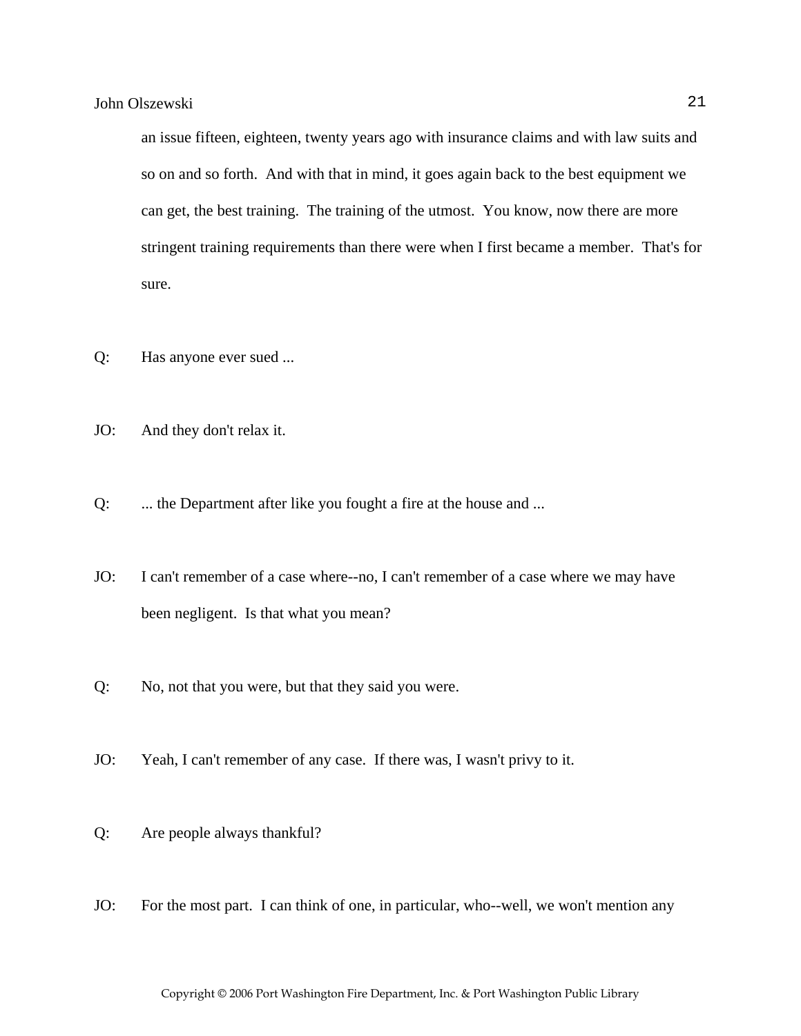an issue fifteen, eighteen, twenty years ago with insurance claims and with law suits and so on and so forth. And with that in mind, it goes again back to the best equipment we can get, the best training. The training of the utmost. You know, now there are more stringent training requirements than there were when I first became a member. That's for sure.

Q: Has anyone ever sued ...

JO: And they don't relax it.

Q: ... the Department after like you fought a fire at the house and ...

JO: I can't remember of a case where--no, I can't remember of a case where we may have been negligent. Is that what you mean?

Q: No, not that you were, but that they said you were.

JO: Yeah, I can't remember of any case. If there was, I wasn't privy to it.

Q: Are people always thankful?

JO: For the most part. I can think of one, in particular, who--well, we won't mention any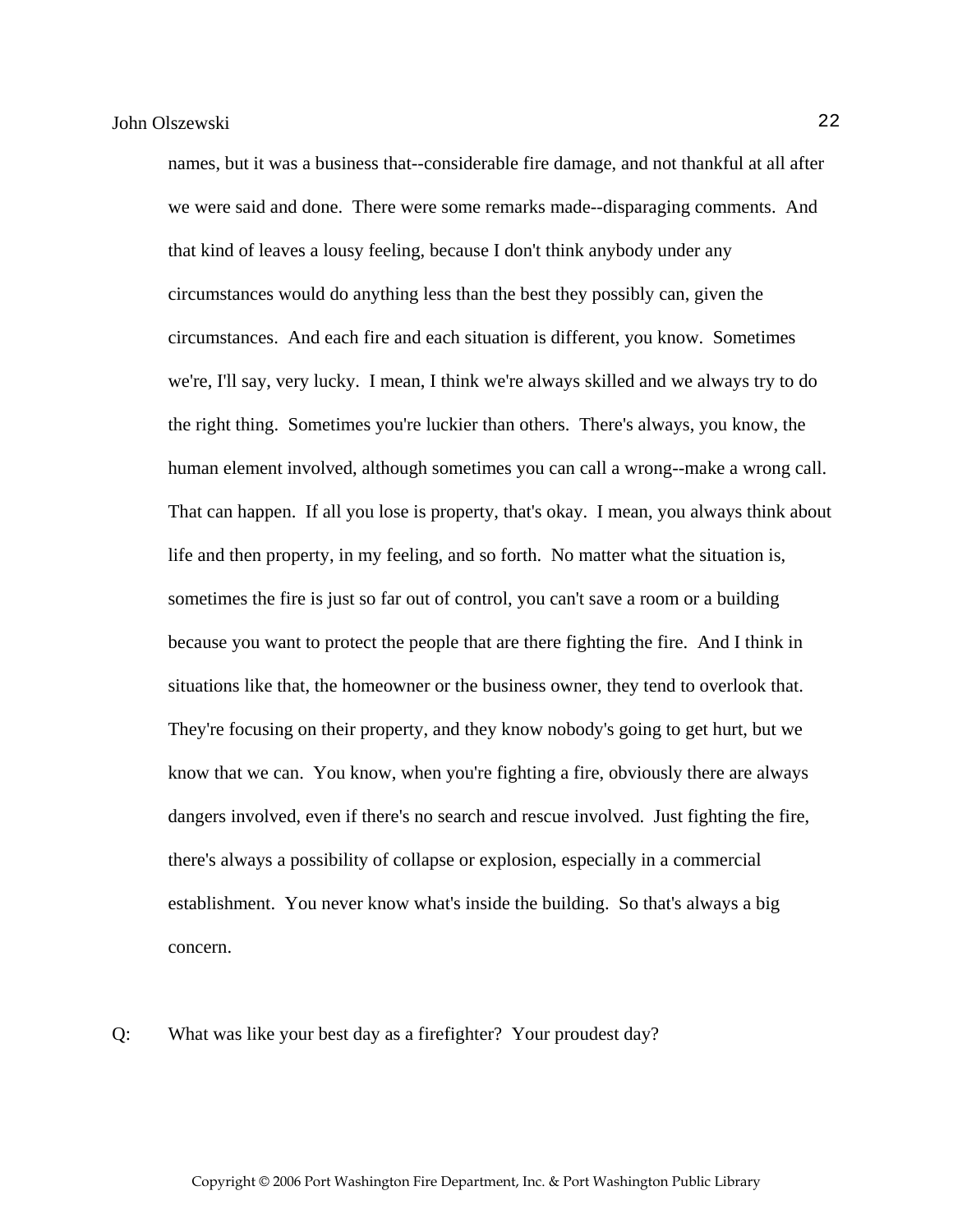names, but it was a business that--considerable fire damage, and not thankful at all after we were said and done. There were some remarks made--disparaging comments. And that kind of leaves a lousy feeling, because I don't think anybody under any circumstances would do anything less than the best they possibly can, given the circumstances. And each fire and each situation is different, you know. Sometimes we're, I'll say, very lucky. I mean, I think we're always skilled and we always try to do the right thing. Sometimes you're luckier than others. There's always, you know, the human element involved, although sometimes you can call a wrong--make a wrong call. That can happen. If all you lose is property, that's okay. I mean, you always think about life and then property, in my feeling, and so forth. No matter what the situation is, sometimes the fire is just so far out of control, you can't save a room or a building because you want to protect the people that are there fighting the fire. And I think in situations like that, the homeowner or the business owner, they tend to overlook that. They're focusing on their property, and they know nobody's going to get hurt, but we know that we can. You know, when you're fighting a fire, obviously there are always dangers involved, even if there's no search and rescue involved. Just fighting the fire, there's always a possibility of collapse or explosion, especially in a commercial establishment. You never know what's inside the building. So that's always a big concern.

Q: What was like your best day as a firefighter? Your proudest day?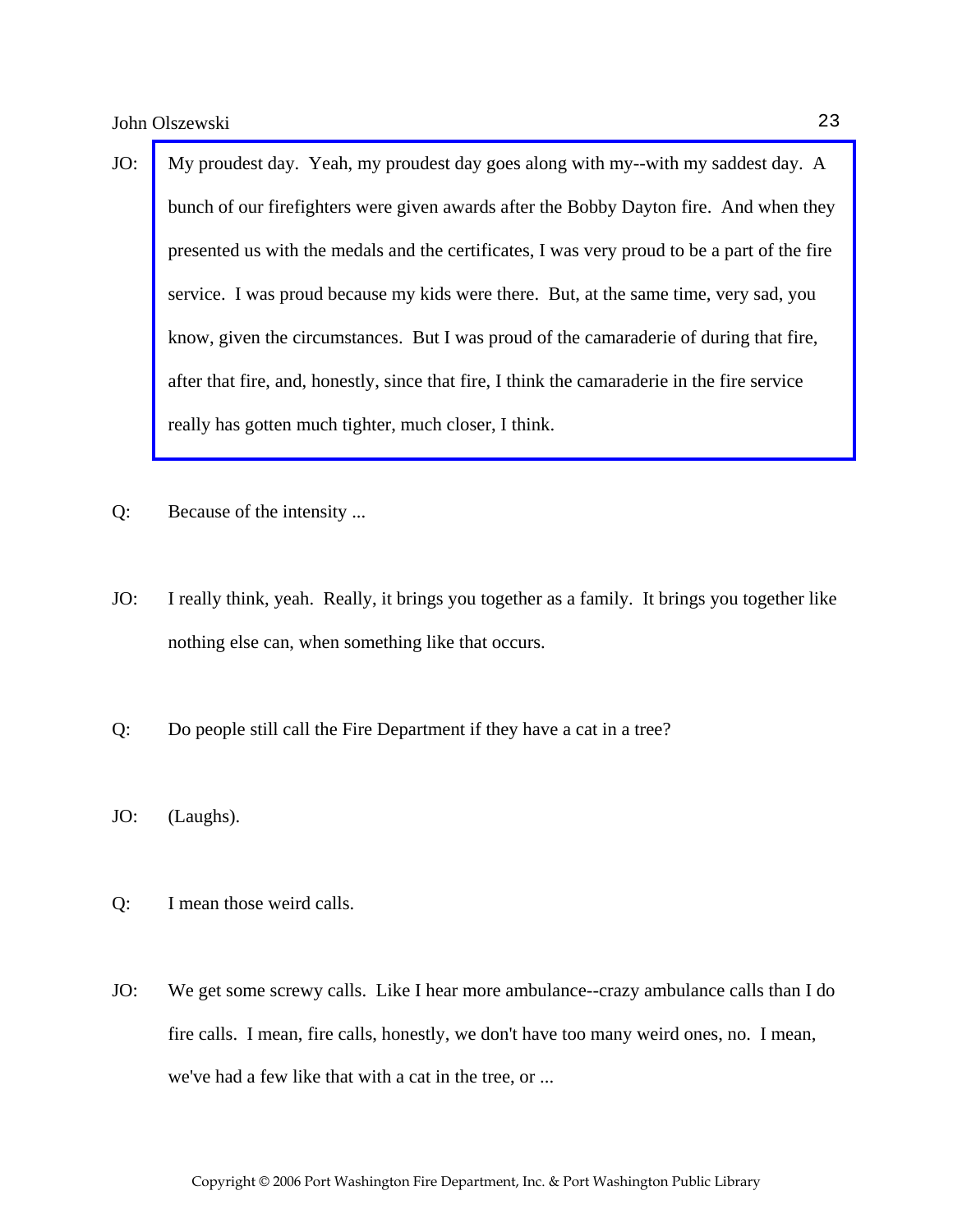JO: My proudest day. Yeah, my proudest day goes along with my--with my saddest day. A bunch of our firefighters were given awards after the Bobby Dayton fire. And when they presented us with the medals and the certificates, I was very proud to be a part of the fire service. I was proud because my kids were there. But, at the same time, very sad, you know, given the circumstances. But I was proud of the camaraderie of during that fire, after that fire, and, honestly, since that fire, I think the camaraderie in the fire service really has gotten much tighter, much closer, I think.

Q: Because of the intensity ...

JO: I really think, yeah. Really, it brings you together as a family. It brings you together like nothing else can, when something like that occurs.

Q: Do people still call the Fire Department if they have a cat in a tree?

JO: (Laughs).

Q: I mean those weird calls.

JO: We get some screwy calls. Like I hear more ambulance--crazy ambulance calls than I do fire calls. I mean, fire calls, honestly, we don't have too many weird ones, no. I mean, we've had a few like that with a cat in the tree, or ...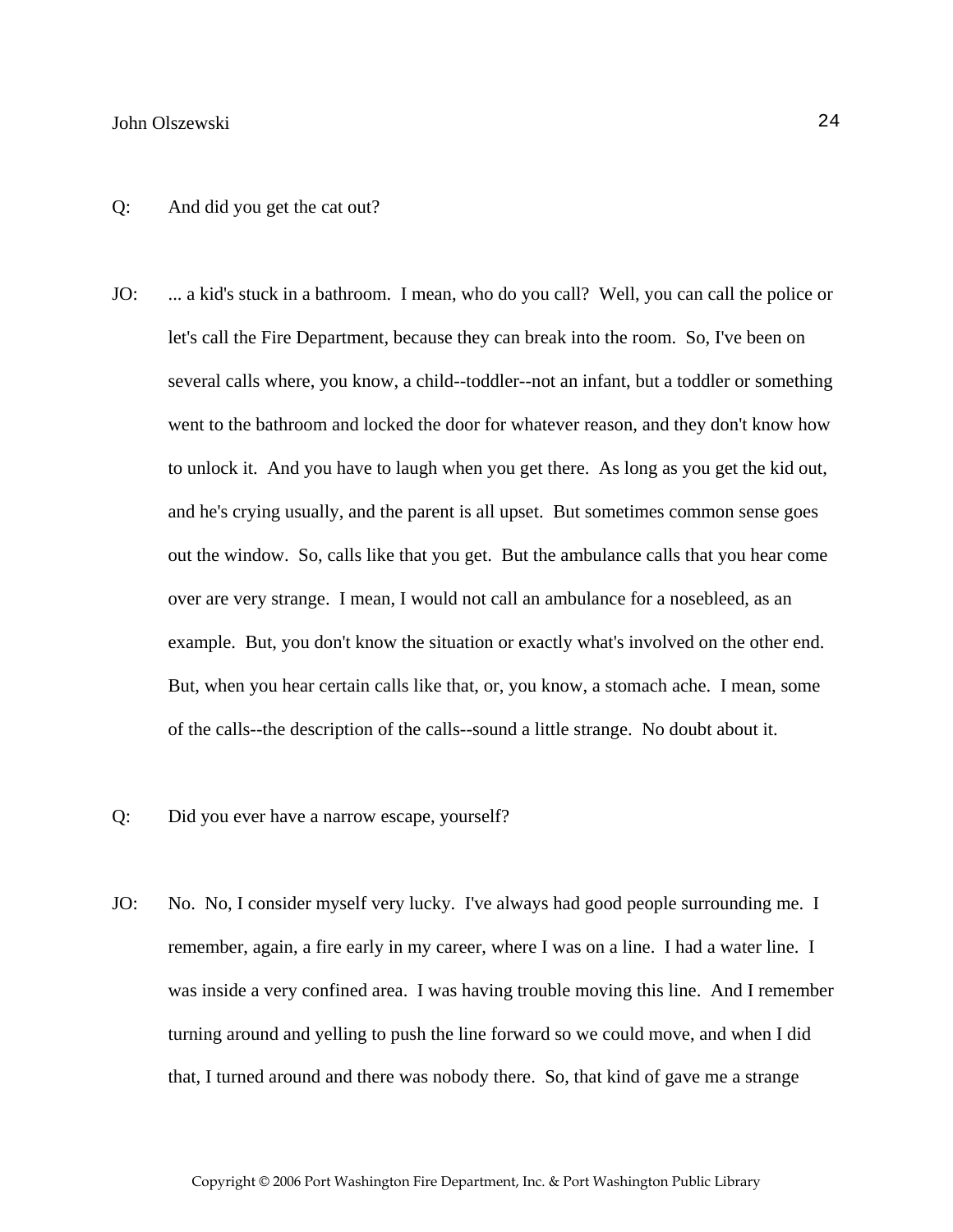Q: And did you get the cat out?

JO: ... a kid's stuck in a bathroom. I mean, who do you call? Well, you can call the police or let's call the Fire Department, because they can break into the room. So, I've been on several calls where, you know, a child--toddler--not an infant, but a toddler or something went to the bathroom and locked the door for whatever reason, and they don't know how to unlock it. And you have to laugh when you get there. As long as you get the kid out, and he's crying usually, and the parent is all upset. But sometimes common sense goes out the window. So, calls like that you get. But the ambulance calls that you hear come over are very strange. I mean, I would not call an ambulance for a nosebleed, as an example. But, you don't know the situation or exactly what's involved on the other end. But, when you hear certain calls like that, or, you know, a stomach ache. I mean, some of the calls--the description of the calls--sound a little strange. No doubt about it.

Q: Did you ever have a narrow escape, yourself?

JO: No. No, I consider myself very lucky. I've always had good people surrounding me. I remember, again, a fire early in my career, where I was on a line. I had a water line. I was inside a very confined area. I was having trouble moving this line. And I remember turning around and yelling to push the line forward so we could move, and when I did that, I turned around and there was nobody there. So, that kind of gave me a strange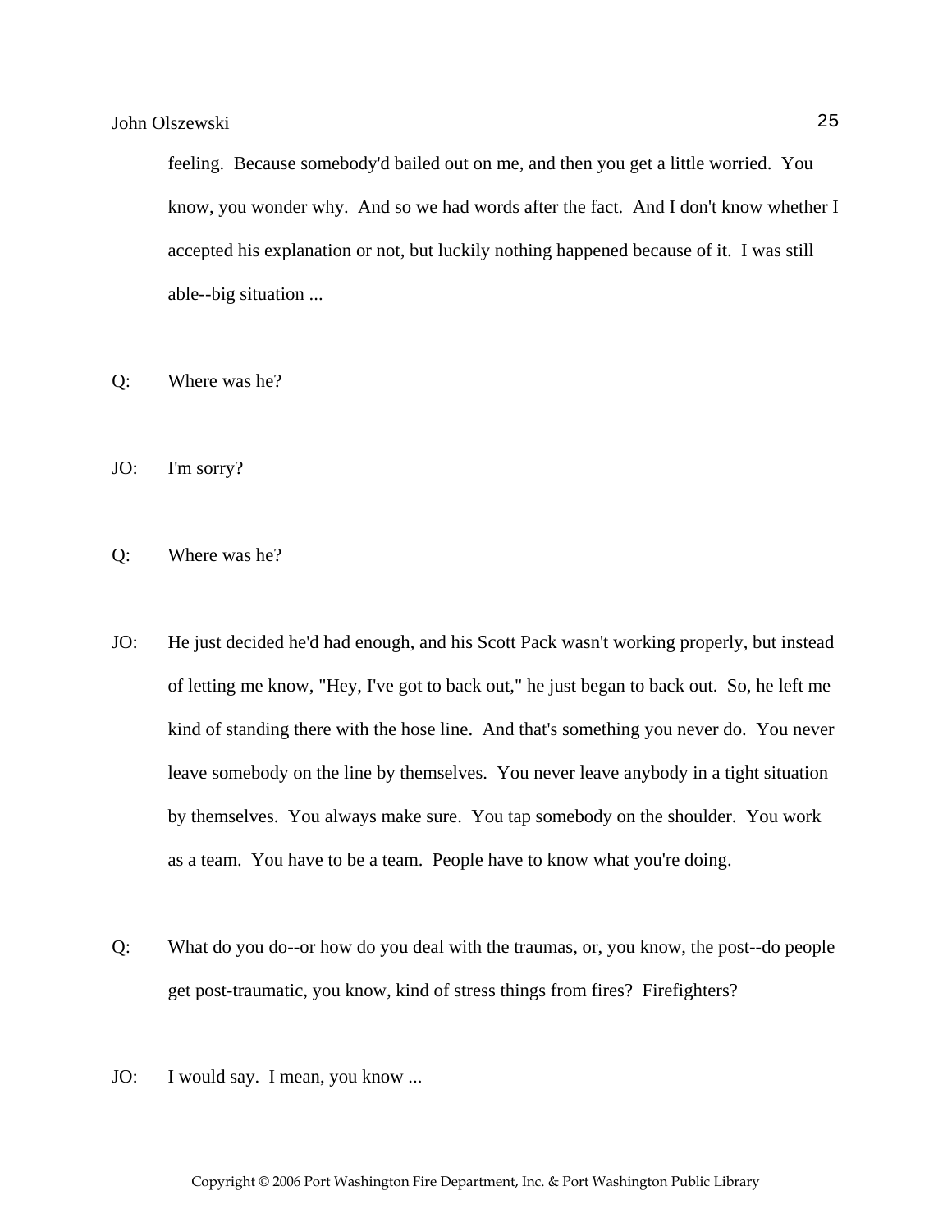feeling.  Because somebody'd bailed out on me, and then you get a little worried.  You know, you wonder why.  And so we had words after the fact.  And I don't know whether I accepted his explanation or not, but luckily nothing happened because of it.  I was still able--big situation ...

Q: Where was he?

JO: I'm sorry?

Q: Where was he?

JO: He just decided he'd had enough, and his Scott Pack wasn't working properly, but instead of letting me know, "Hey, I've got to back out," he just began to back out.  So, he left me kind of standing there with the hose line.  And that's something you never do.  You never leave somebody on the line by themselves.  You never leave anybody in a tight situation by themselves.  You always make sure.  You tap somebody on the shoulder.  You work as a team.  You have to be a team.  People have to know what you're doing.

Q: What do you do--or how do you deal with the traumas, or, you know, the post--do people get post-traumatic, you know, kind of stress things from fires?  Firefighters?

JO: I would say.  I mean, you know ...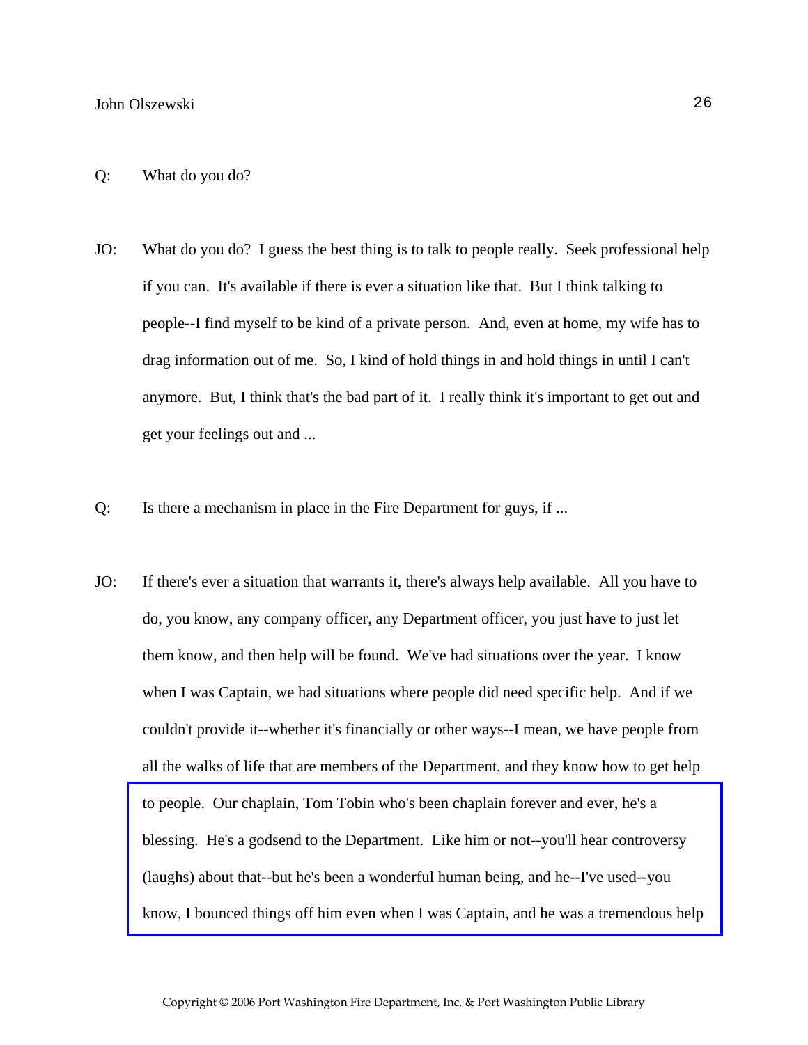Q: What do you do?

JO: What do you do? I guess the best thing is to talk to people really. Seek professional help if you can. It's available if there is ever a situation like that. But I think talking to people--I find myself to be kind of a private person. And, even at home, my wife has to drag information out of me. So, I kind of hold things in and hold things in until I can't anymore. But, I think that's the bad part of it. I really think it's important to get out and get your feelings out and ...

Q: Is there a mechanism in place in the Fire Department for guys, if ...

JO: If there's ever a situation that warrants it, there's always help available. All you have to do, you know, any company officer, any Department officer, you just have to just let them know, and then help will be found. We've had situations over the year. I know when I was Captain, we had situations where people did need specific help. And if we couldn't provide it--whether it's financially or other ways--I mean, we have people from all the walks of life that are members of the Department, and they know how to get help to people. Our chaplain, Tom Tobin who's been chaplain forever and ever, he's a blessing. He's a godsend to the Department. Like him or not--you'll hear controversy (laughs) about that--but he's been a wonderful human being, and he--I've used--you know, I bounced things off him even when I was Captain, and he was a tremendous help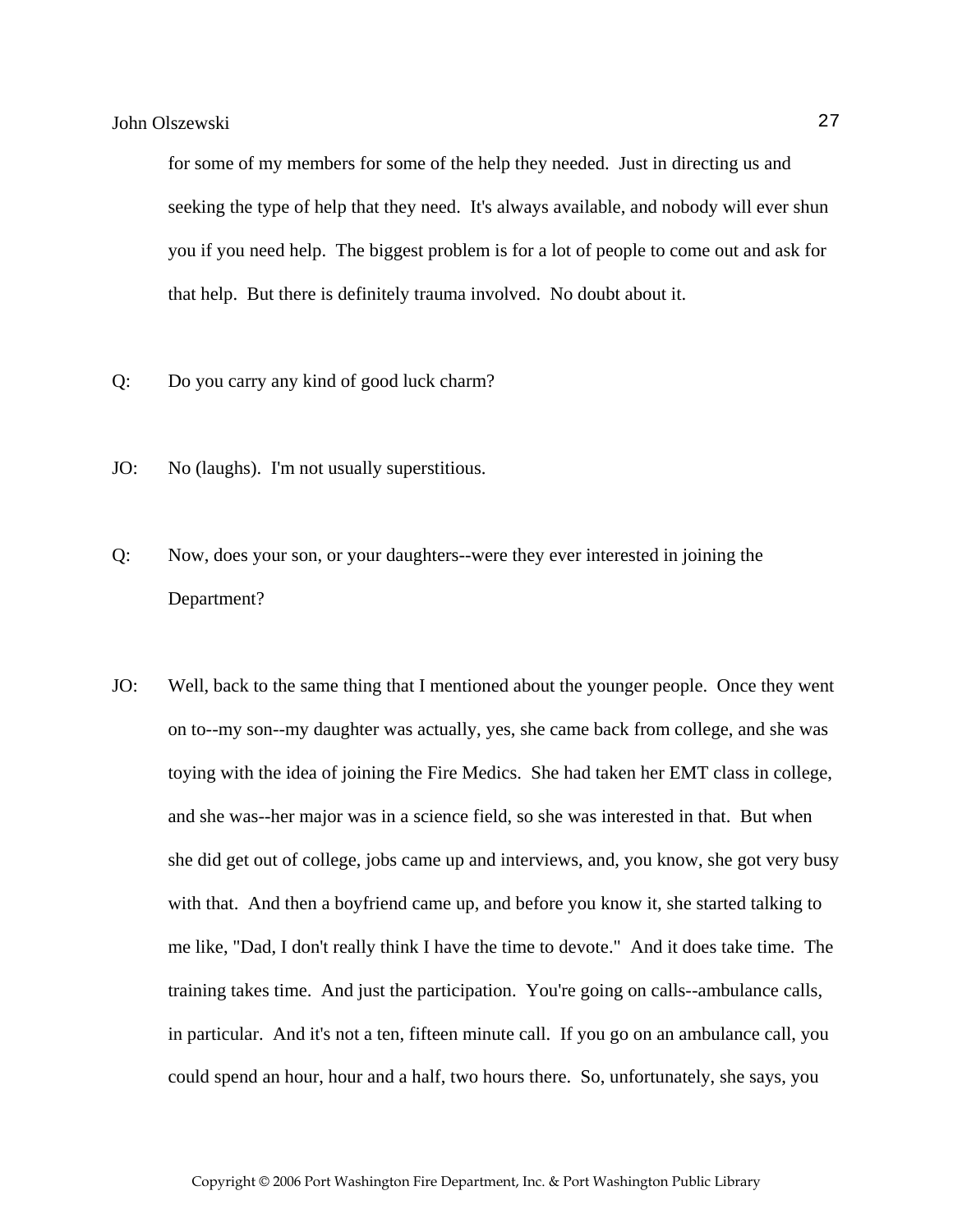for some of my members for some of the help they needed. Just in directing us and seeking the type of help that they need. It's always available, and nobody will ever shun you if you need help. The biggest problem is for a lot of people to come out and ask for that help. But there is definitely trauma involved. No doubt about it.

Q: Do you carry any kind of good luck charm?

JO: No (laughs). I'm not usually superstitious.

Q: Now, does your son, or your daughters--were they ever interested in joining the Department?

JO: Well, back to the same thing that I mentioned about the younger people. Once they went on to--my son--my daughter was actually, yes, she came back from college, and she was toying with the idea of joining the Fire Medics. She had taken her EMT class in college, and she was--her major was in a science field, so she was interested in that. But when she did get out of college, jobs came up and interviews, and, you know, she got very busy with that. And then a boyfriend came up, and before you know it, she started talking to me like, "Dad, I don't really think I have the time to devote." And it does take time. The training takes time. And just the participation. You're going on calls--ambulance calls, in particular. And it's not a ten, fifteen minute call. If you go on an ambulance call, you could spend an hour, hour and a half, two hours there. So, unfortunately, she says, you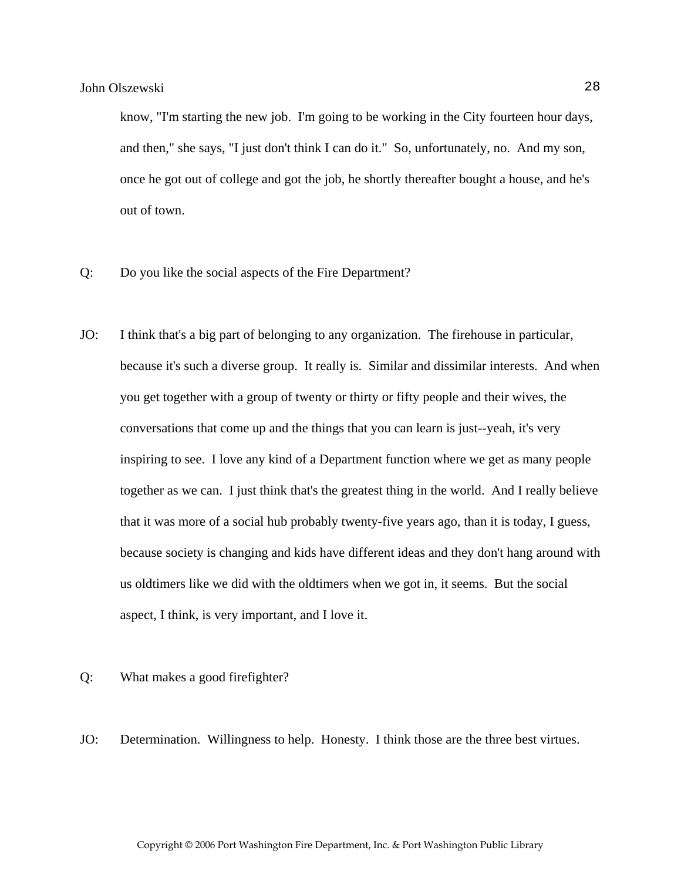know, "I'm starting the new job. I'm going to be working in the City fourteen hour days, and then," she says, "I just don't think I can do it." So, unfortunately, no. And my son, once he got out of college and got the job, he shortly thereafter bought a house, and he's out of town.

Q: Do you like the social aspects of the Fire Department?

JO: I think that's a big part of belonging to any organization. The firehouse in particular, because it's such a diverse group. It really is. Similar and dissimilar interests. And when you get together with a group of twenty or thirty or fifty people and their wives, the conversations that come up and the things that you can learn is just--yeah, it's very inspiring to see. I love any kind of a Department function where we get as many people together as we can. I just think that's the greatest thing in the world. And I really believe that it was more of a social hub probably twenty-five years ago, than it is today, I guess, because society is changing and kids have different ideas and they don't hang around with us oldtimers like we did with the oldtimers when we got in, it seems. But the social aspect, I think, is very important, and I love it.

Q: What makes a good firefighter?

JO: Determination. Willingness to help. Honesty. I think those are the three best virtues.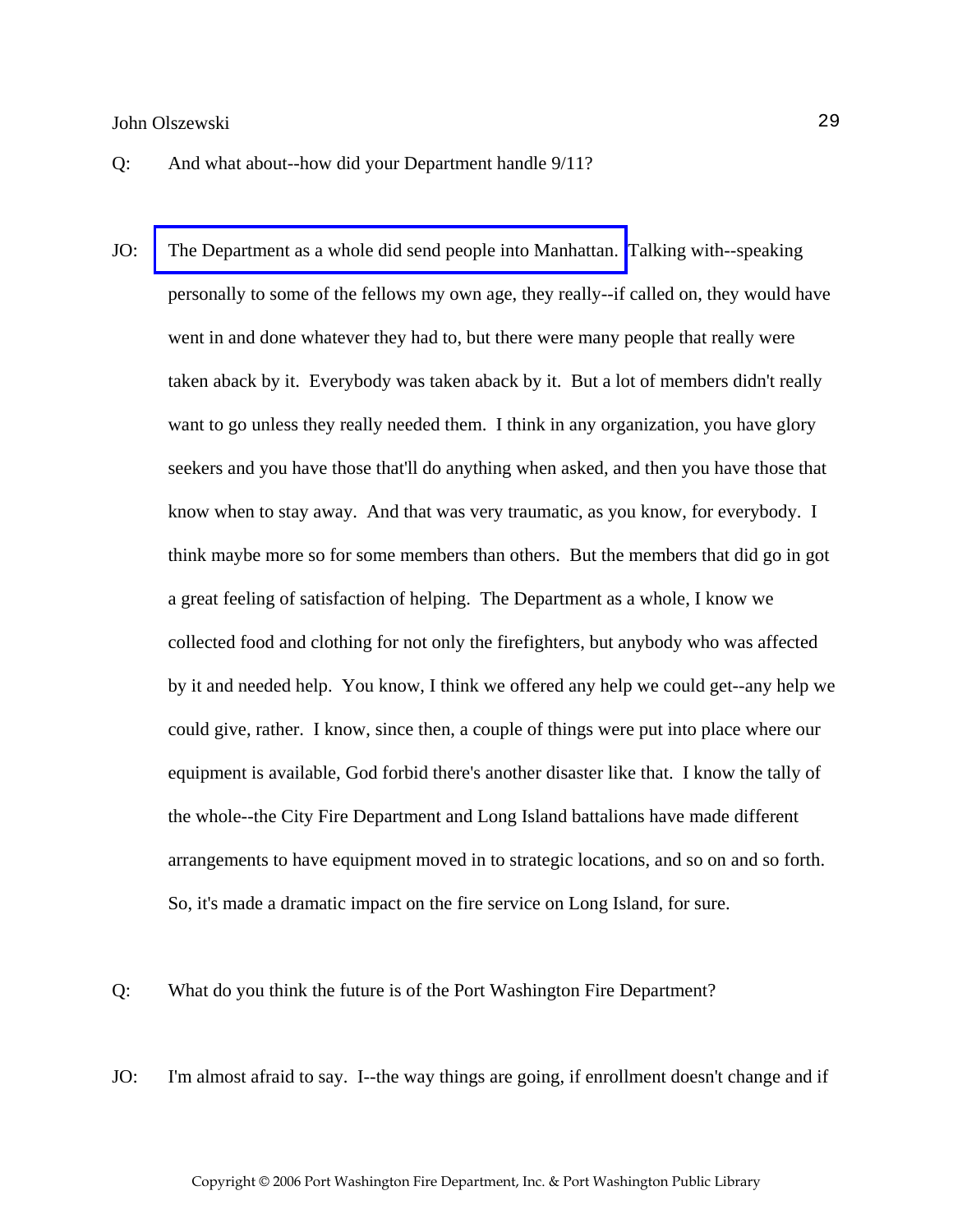Q: And what about--how did your Department handle 9/11?

JO: The Department as a whole did send people into Manhattan. Talking with--speaking personally to some of the fellows my own age, they really--if called on, they would have went in and done whatever they had to, but there were many people that really were taken aback by it. Everybody was taken aback by it. But a lot of members didn't really want to go unless they really needed them. I think in any organization, you have glory seekers and you have those that'll do anything when asked, and then you have those that know when to stay away. And that was very traumatic, as you know, for everybody. I think maybe more so for some members than others. But the members that did go in got a great feeling of satisfaction of helping. The Department as a whole, I know we collected food and clothing for not only the firefighters, but anybody who was affected by it and needed help. You know, I think we offered any help we could get--any help we could give, rather. I know, since then, a couple of things were put into place where our equipment is available, God forbid there's another disaster like that. I know the tally of the whole--the City Fire Department and Long Island battalions have made different arrangements to have equipment moved in to strategic locations, and so on and so forth. So, it's made a dramatic impact on the fire service on Long Island, for sure.

Q: What do you think the future is of the Port Washington Fire Department?

JO: I'm almost afraid to say. I--the way things are going, if enrollment doesn't change and if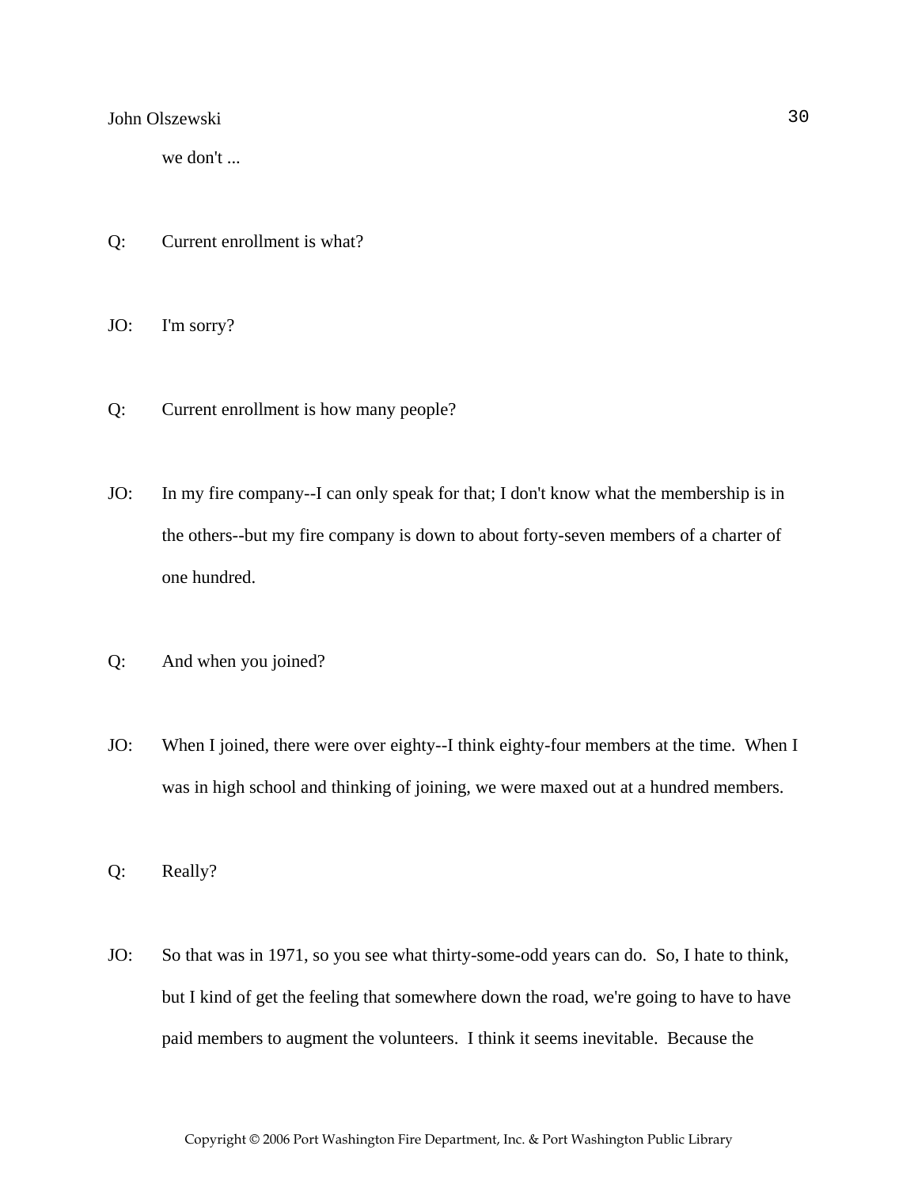we don't ...

Q: Current enrollment is what?

JO: I'm sorry?

Q: Current enrollment is how many people?

JO: In my fire company--I can only speak for that; I don't know what the membership is in the others--but my fire company is down to about forty-seven members of a charter of one hundred.

Q: And when you joined?

JO: When I joined, there were over eighty--I think eighty-four members at the time. When I was in high school and thinking of joining, we were maxed out at a hundred members.

Q: Really?

JO: So that was in 1971, so you see what thirty-some-odd years can do. So, I hate to think, but I kind of get the feeling that somewhere down the road, we're going to have to have paid members to augment the volunteers. I think it seems inevitable. Because the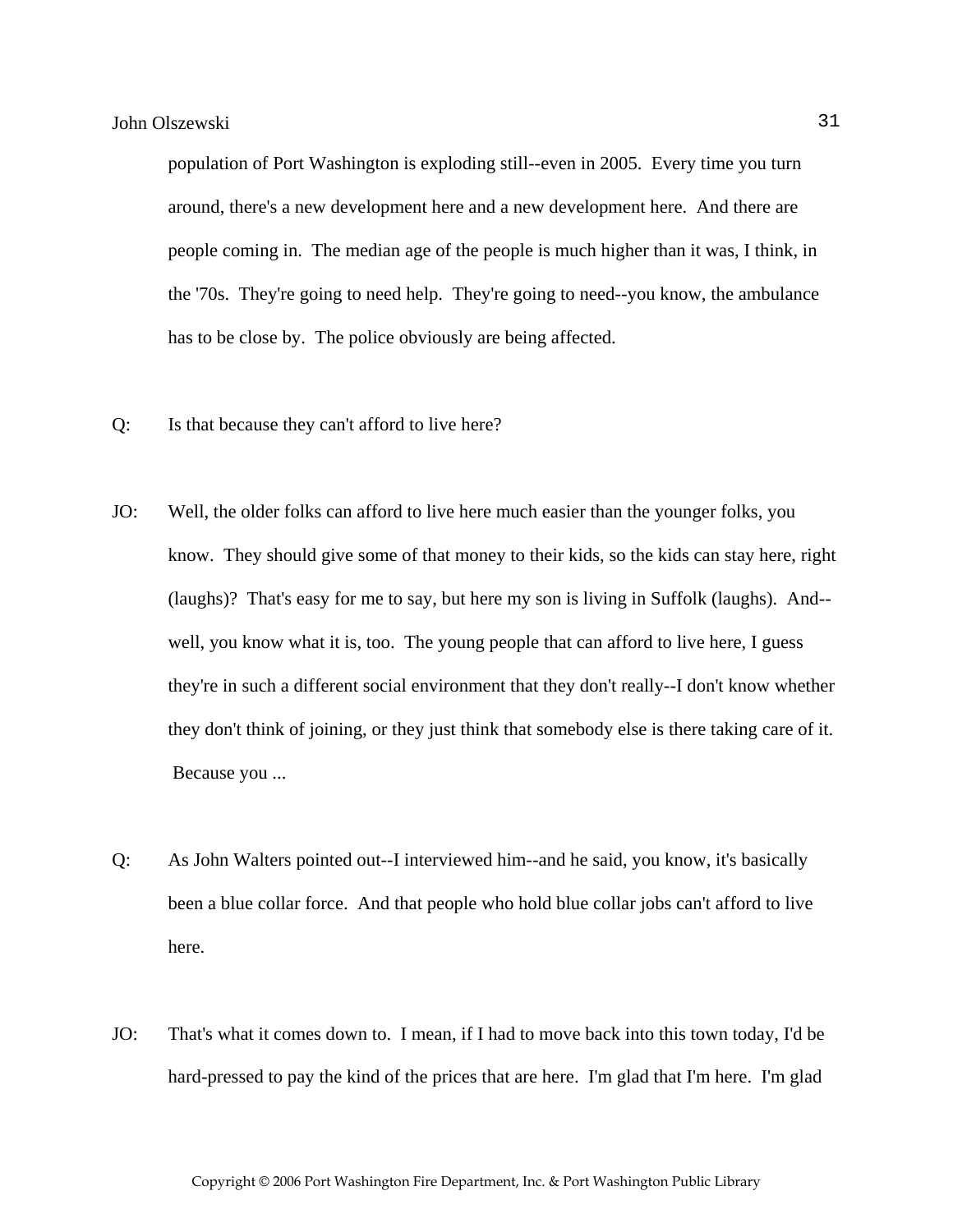population of Port Washington is exploding still--even in 2005. Every time you turn around, there's a new development here and a new development here. And there are people coming in. The median age of the people is much higher than it was, I think, in the '70s. They're going to need help. They're going to need--you know, the ambulance has to be close by. The police obviously are being affected.

Q: Is that because they can't afford to live here?

JO: Well, the older folks can afford to live here much easier than the younger folks, you know. They should give some of that money to their kids, so the kids can stay here, right (laughs)? That's easy for me to say, but here my son is living in Suffolk (laughs). And--well, you know what it is, too. The young people that can afford to live here, I guess they're in such a different social environment that they don't really--I don't know whether they don't think of joining, or they just think that somebody else is there taking care of it. Because you ...

Q: As John Walters pointed out--I interviewed him--and he said, you know, it's basically been a blue collar force. And that people who hold blue collar jobs can't afford to live here.

JO: That's what it comes down to. I mean, if I had to move back into this town today, I'd be hard-pressed to pay the kind of the prices that are here. I'm glad that I'm here. I'm glad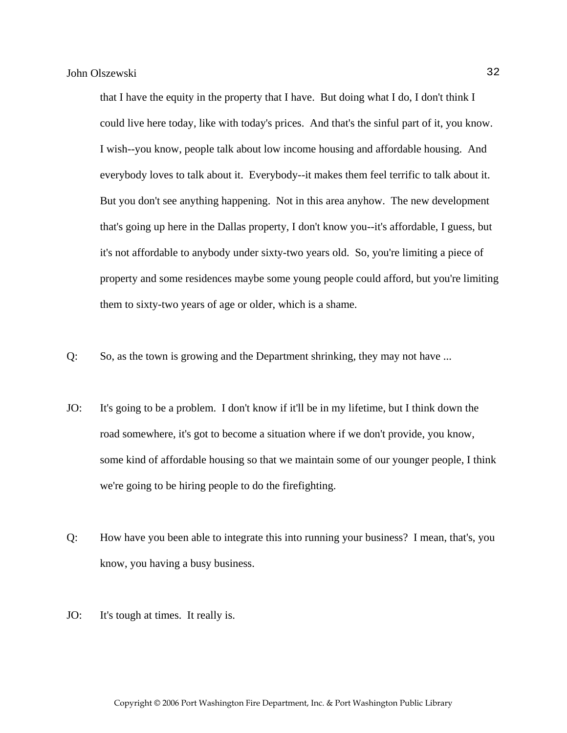that I have the equity in the property that I have. But doing what I do, I don't think I could live here today, like with today's prices. And that's the sinful part of it, you know. I wish--you know, people talk about low income housing and affordable housing. And everybody loves to talk about it. Everybody--it makes them feel terrific to talk about it. But you don't see anything happening. Not in this area anyhow. The new development that's going up here in the Dallas property, I don't know you--it's affordable, I guess, but it's not affordable to anybody under sixty-two years old. So, you're limiting a piece of property and some residences maybe some young people could afford, but you're limiting them to sixty-two years of age or older, which is a shame.

Q: So, as the town is growing and the Department shrinking, they may not have ...

JO: It's going to be a problem. I don't know if it'll be in my lifetime, but I think down the road somewhere, it's got to become a situation where if we don't provide, you know, some kind of affordable housing so that we maintain some of our younger people, I think we're going to be hiring people to do the firefighting.

Q: How have you been able to integrate this into running your business? I mean, that's, you know, you having a busy business.

JO: It's tough at times. It really is.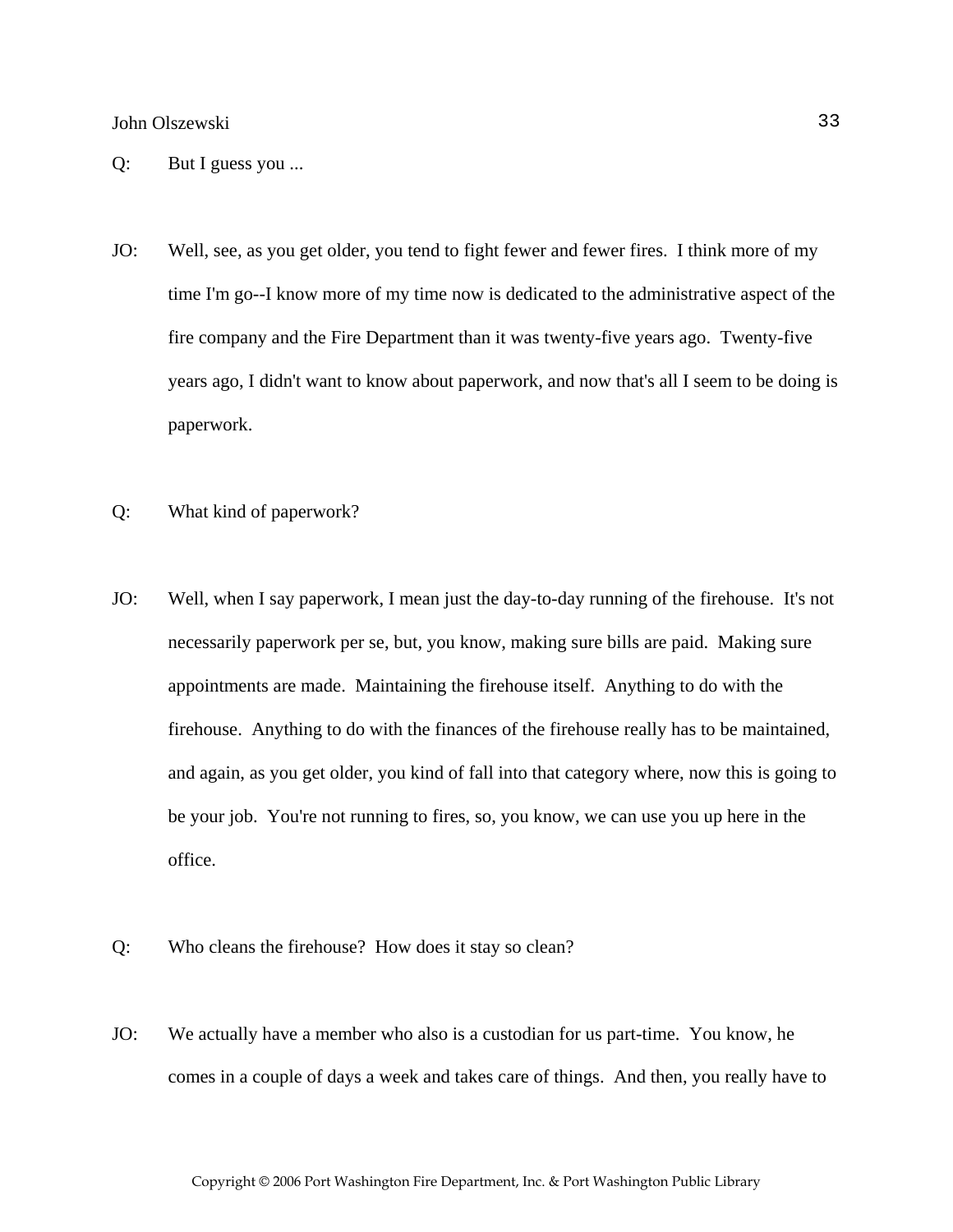Q: But I guess you ...

JO: Well, see, as you get older, you tend to fight fewer and fewer fires. I think more of my time I'm go--I know more of my time now is dedicated to the administrative aspect of the fire company and the Fire Department than it was twenty-five years ago. Twenty-five years ago, I didn't want to know about paperwork, and now that's all I seem to be doing is paperwork.

Q: What kind of paperwork?

JO: Well, when I say paperwork, I mean just the day-to-day running of the firehouse. It's not necessarily paperwork per se, but, you know, making sure bills are paid. Making sure appointments are made. Maintaining the firehouse itself. Anything to do with the firehouse. Anything to do with the finances of the firehouse really has to be maintained, and again, as you get older, you kind of fall into that category where, now this is going to be your job. You're not running to fires, so, you know, we can use you up here in the office.

Q: Who cleans the firehouse? How does it stay so clean?

JO: We actually have a member who also is a custodian for us part-time. You know, he comes in a couple of days a week and takes care of things. And then, you really have to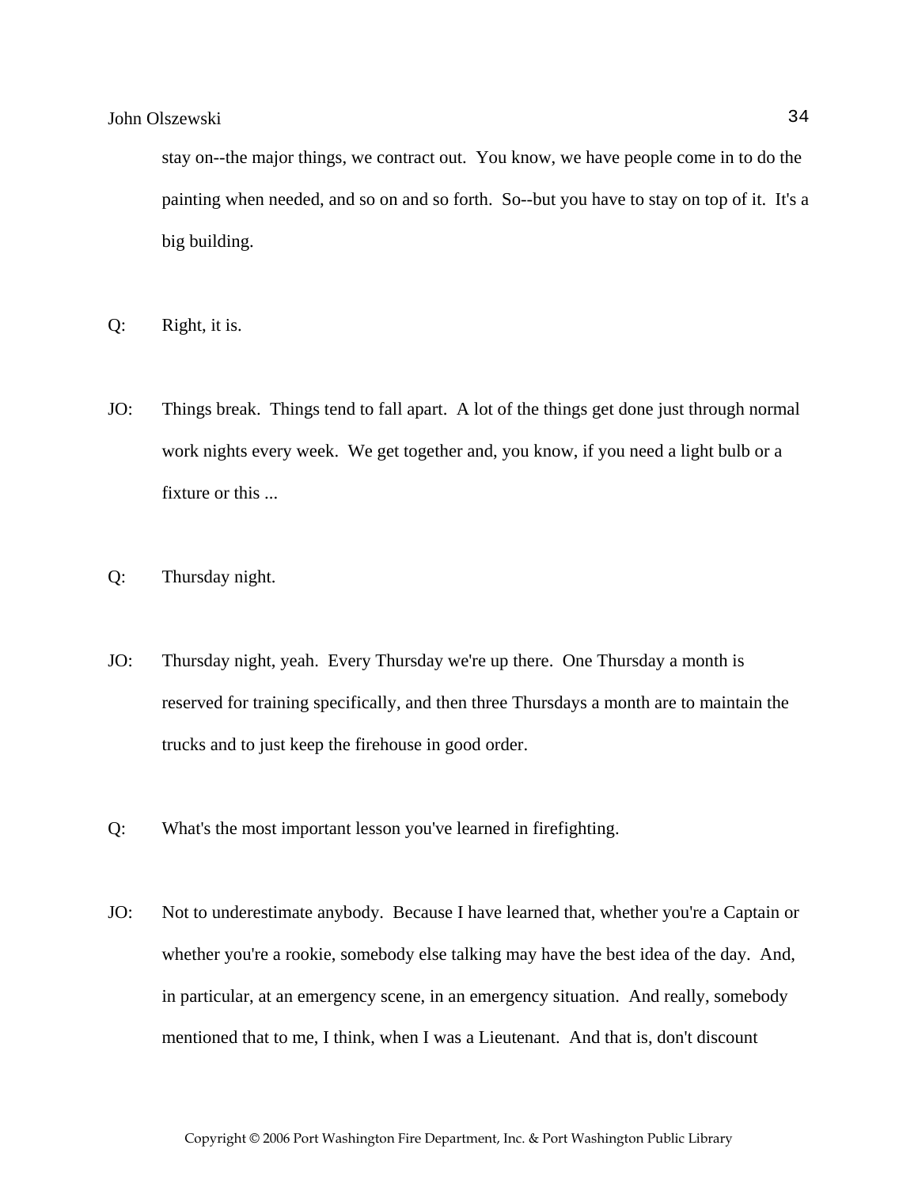stay on--the major things, we contract out. You know, we have people come in to do the painting when needed, and so on and so forth. So--but you have to stay on top of it. It's a big building.

Q: Right, it is.

JO: Things break. Things tend to fall apart. A lot of the things get done just through normal work nights every week. We get together and, you know, if you need a light bulb or a fixture or this ...

Q: Thursday night.

JO: Thursday night, yeah. Every Thursday we're up there. One Thursday a month is reserved for training specifically, and then three Thursdays a month are to maintain the trucks and to just keep the firehouse in good order.

Q: What's the most important lesson you've learned in firefighting.

JO: Not to underestimate anybody. Because I have learned that, whether you're a Captain or whether you're a rookie, somebody else talking may have the best idea of the day. And, in particular, at an emergency scene, in an emergency situation. And really, somebody mentioned that to me, I think, when I was a Lieutenant. And that is, don't discount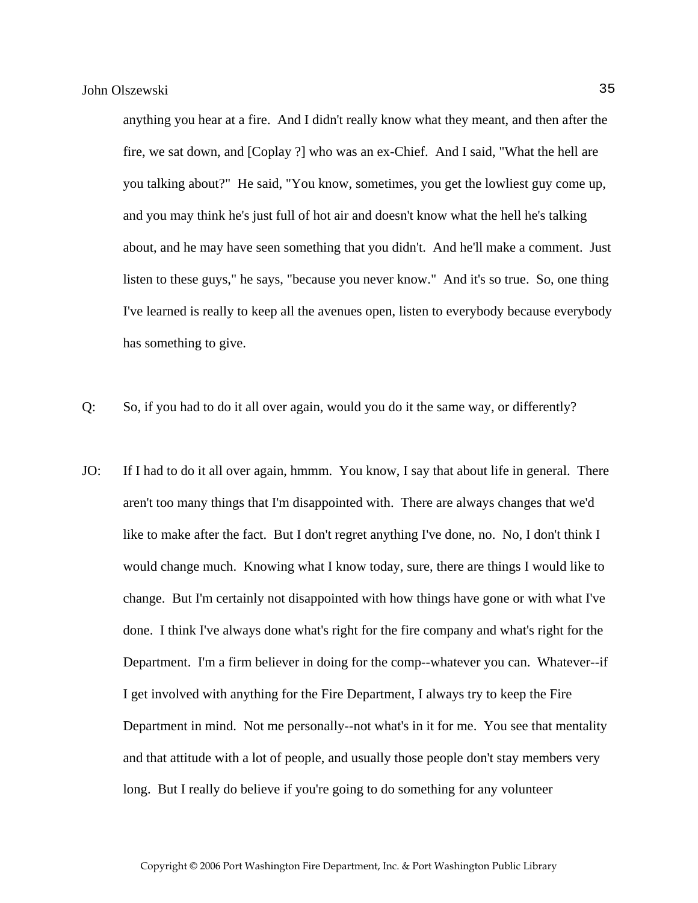anything you hear at a fire. And I didn't really know what they meant, and then after the fire, we sat down, and [Coplay ?] who was an ex-Chief. And I said, "What the hell are you talking about?" He said, "You know, sometimes, you get the lowliest guy come up, and you may think he's just full of hot air and doesn't know what the hell he's talking about, and he may have seen something that you didn't. And he'll make a comment. Just listen to these guys," he says, "because you never know." And it's so true. So, one thing I've learned is really to keep all the avenues open, listen to everybody because everybody has something to give.

Q: So, if you had to do it all over again, would you do it the same way, or differently?

JO: If I had to do it all over again, hmmm. You know, I say that about life in general. There aren't too many things that I'm disappointed with. There are always changes that we'd like to make after the fact. But I don't regret anything I've done, no. No, I don't think I would change much. Knowing what I know today, sure, there are things I would like to change. But I'm certainly not disappointed with how things have gone or with what I've done. I think I've always done what's right for the fire company and what's right for the Department. I'm a firm believer in doing for the comp--whatever you can. Whatever--if I get involved with anything for the Fire Department, I always try to keep the Fire Department in mind. Not me personally--not what's in it for me. You see that mentality and that attitude with a lot of people, and usually those people don't stay members very long. But I really do believe if you're going to do something for any volunteer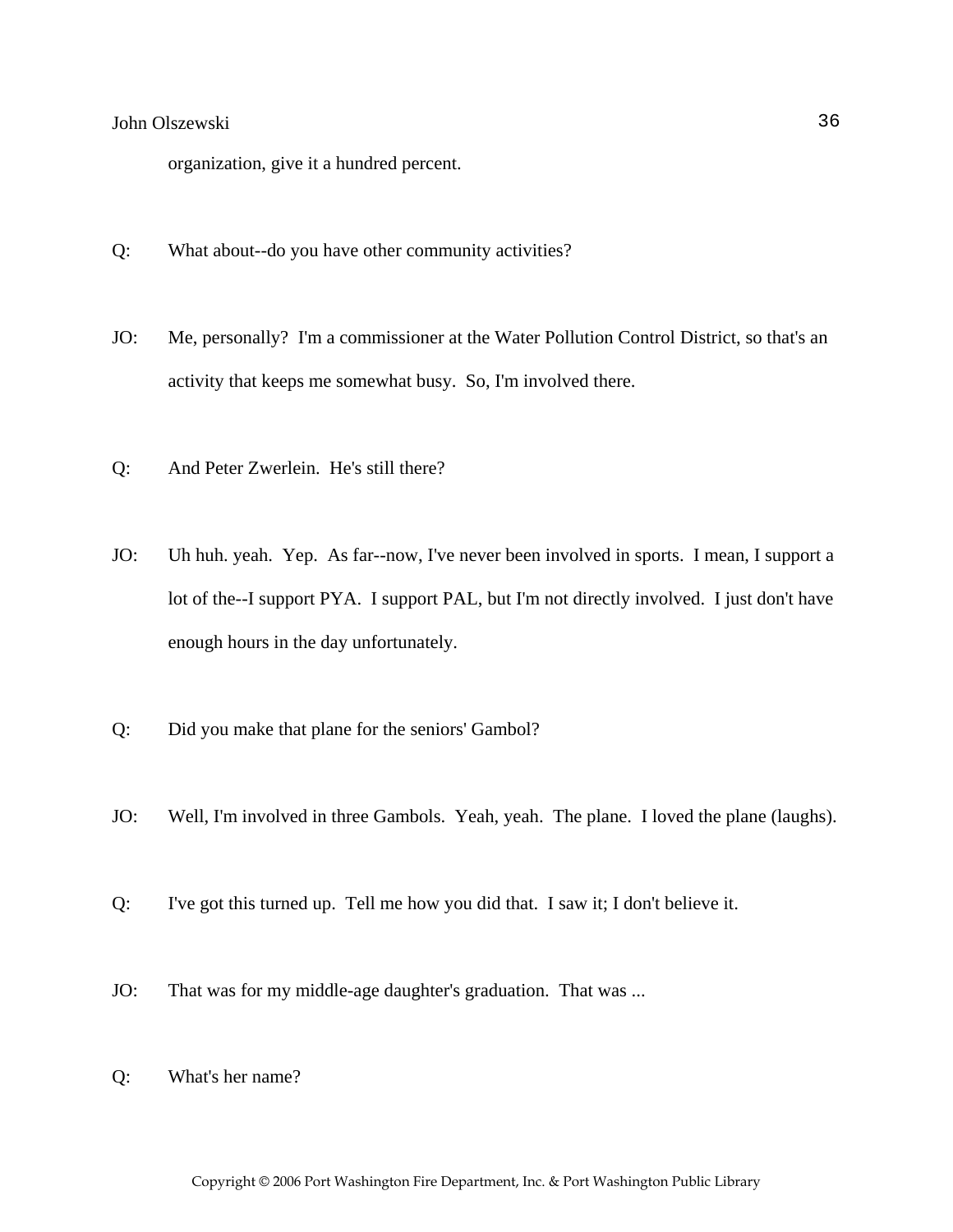organization, give it a hundred percent.

Q: What about--do you have other community activities?

JO: Me, personally? I'm a commissioner at the Water Pollution Control District, so that's an activity that keeps me somewhat busy. So, I'm involved there.

Q: And Peter Zwerlein. He's still there?

JO: Uh huh. yeah. Yep. As far--now, I've never been involved in sports. I mean, I support a lot of the--I support PYA. I support PAL, but I'm not directly involved. I just don't have enough hours in the day unfortunately.

Q: Did you make that plane for the seniors' Gambol?

JO: Well, I'm involved in three Gambols. Yeah, yeah. The plane. I loved the plane (laughs).

Q: I've got this turned up. Tell me how you did that. I saw it; I don't believe it.

JO: That was for my middle-age daughter's graduation. That was ...

Q: What's her name?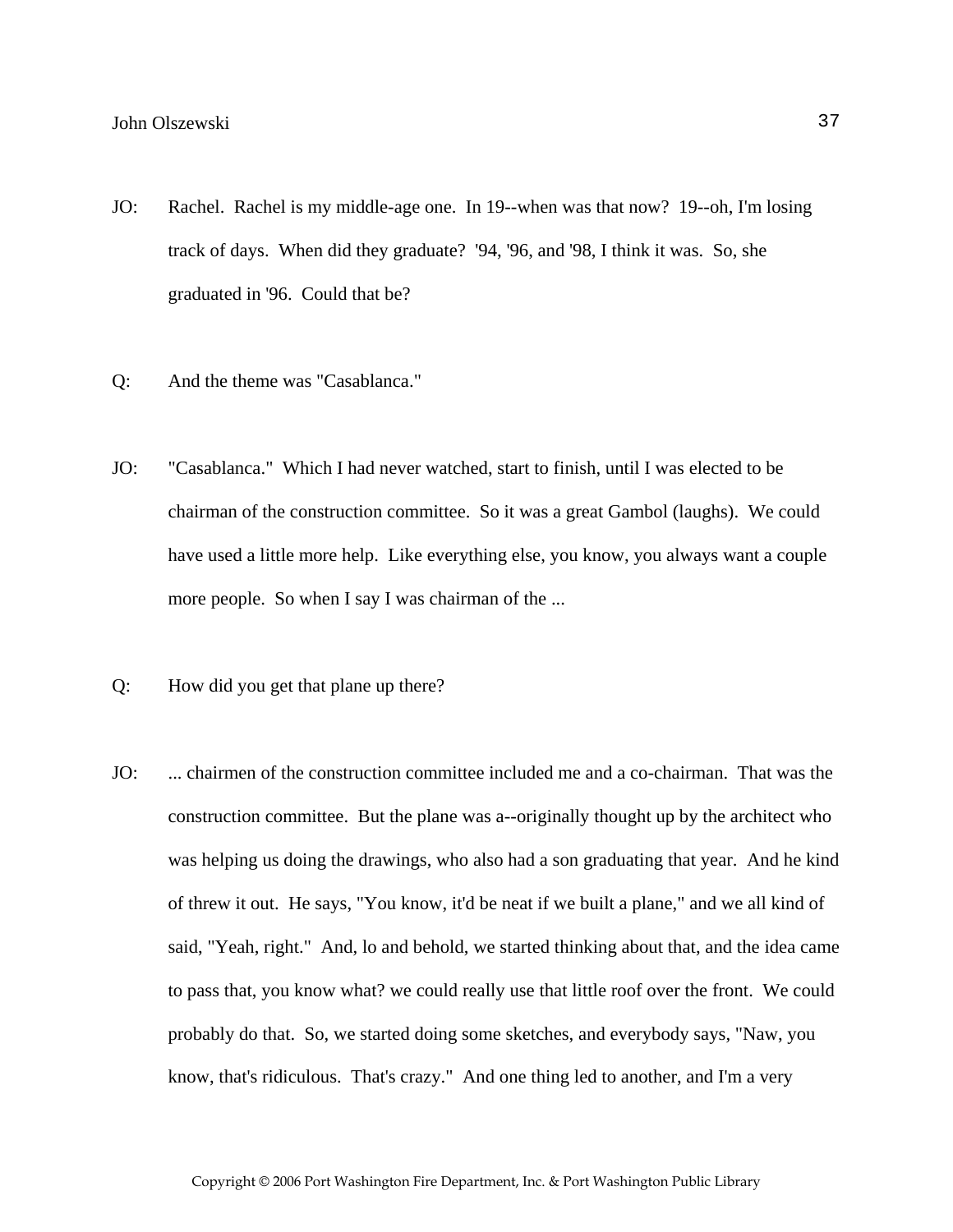JO: Rachel. Rachel is my middle-age one. In 19--when was that now? 19--oh, I'm losing track of days. When did they graduate? '94, '96, and '98, I think it was. So, she graduated in '96. Could that be?

Q: And the theme was "Casablanca."

JO: "Casablanca." Which I had never watched, start to finish, until I was elected to be chairman of the construction committee. So it was a great Gambol (laughs). We could have used a little more help. Like everything else, you know, you always want a couple more people. So when I say I was chairman of the ...

Q: How did you get that plane up there?

JO: ... chairmen of the construction committee included me and a co-chairman. That was the construction committee. But the plane was a--originally thought up by the architect who was helping us doing the drawings, who also had a son graduating that year. And he kind of threw it out. He says, "You know, it'd be neat if we built a plane," and we all kind of said, "Yeah, right." And, lo and behold, we started thinking about that, and the idea came to pass that, you know what? we could really use that little roof over the front. We could probably do that. So, we started doing some sketches, and everybody says, "Naw, you know, that's ridiculous. That's crazy." And one thing led to another, and I'm a very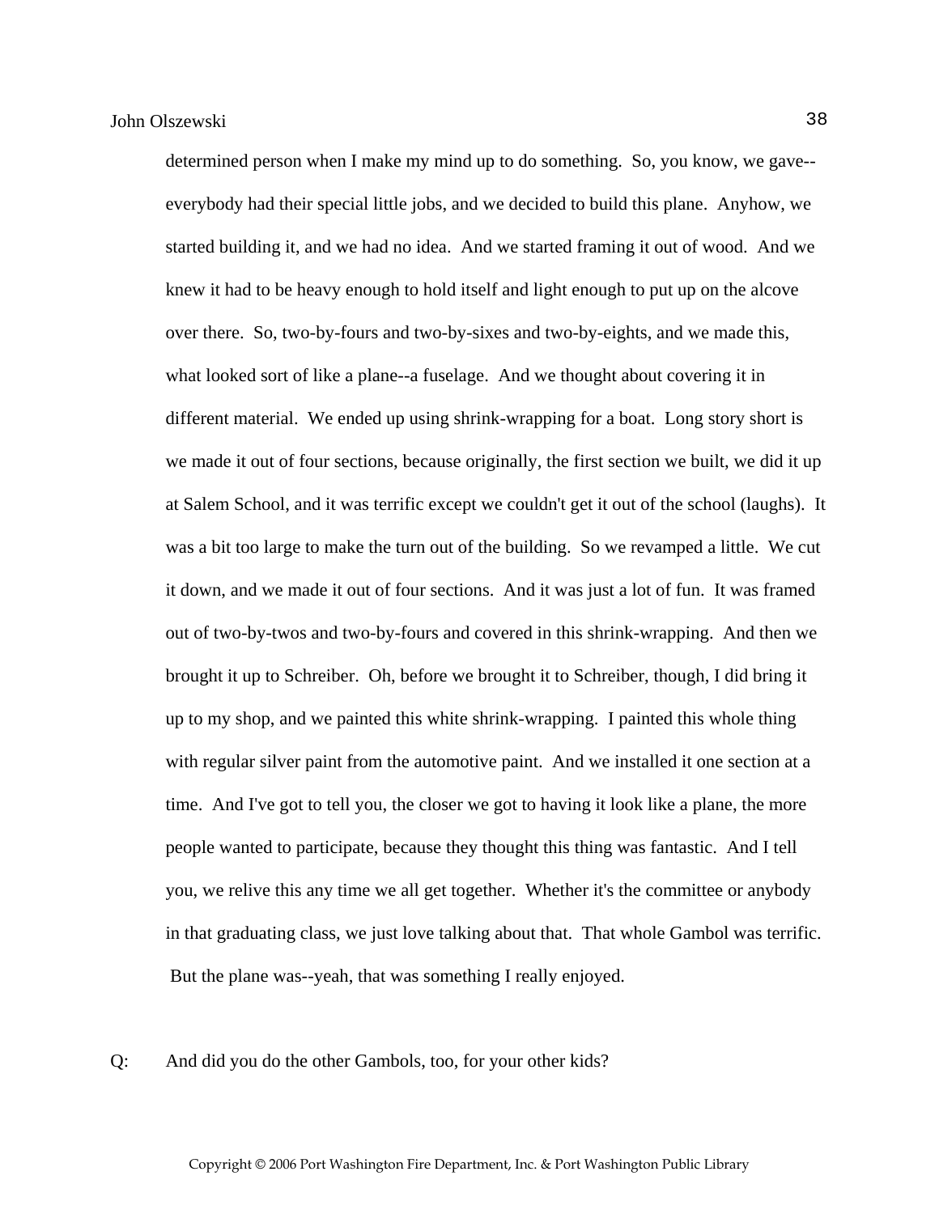determined person when I make my mind up to do something. So, you know, we gave--everybody had their special little jobs, and we decided to build this plane. Anyhow, we started building it, and we had no idea. And we started framing it out of wood. And we knew it had to be heavy enough to hold itself and light enough to put up on the alcove over there. So, two-by-fours and two-by-sixes and two-by-eights, and we made this, what looked sort of like a plane--a fuselage. And we thought about covering it in different material. We ended up using shrink-wrapping for a boat. Long story short is we made it out of four sections, because originally, the first section we built, we did it up at Salem School, and it was terrific except we couldn't get it out of the school (laughs). It was a bit too large to make the turn out of the building. So we revamped a little. We cut it down, and we made it out of four sections. And it was just a lot of fun. It was framed out of two-by-twos and two-by-fours and covered in this shrink-wrapping. And then we brought it up to Schreiber. Oh, before we brought it to Schreiber, though, I did bring it up to my shop, and we painted this white shrink-wrapping. I painted this whole thing with regular silver paint from the automotive paint. And we installed it one section at a time. And I've got to tell you, the closer we got to having it look like a plane, the more people wanted to participate, because they thought this thing was fantastic. And I tell you, we relive this any time we all get together. Whether it's the committee or anybody in that graduating class, we just love talking about that. That whole Gambol was terrific. But the plane was--yeah, that was something I really enjoyed.

Q: And did you do the other Gambols, too, for your other kids?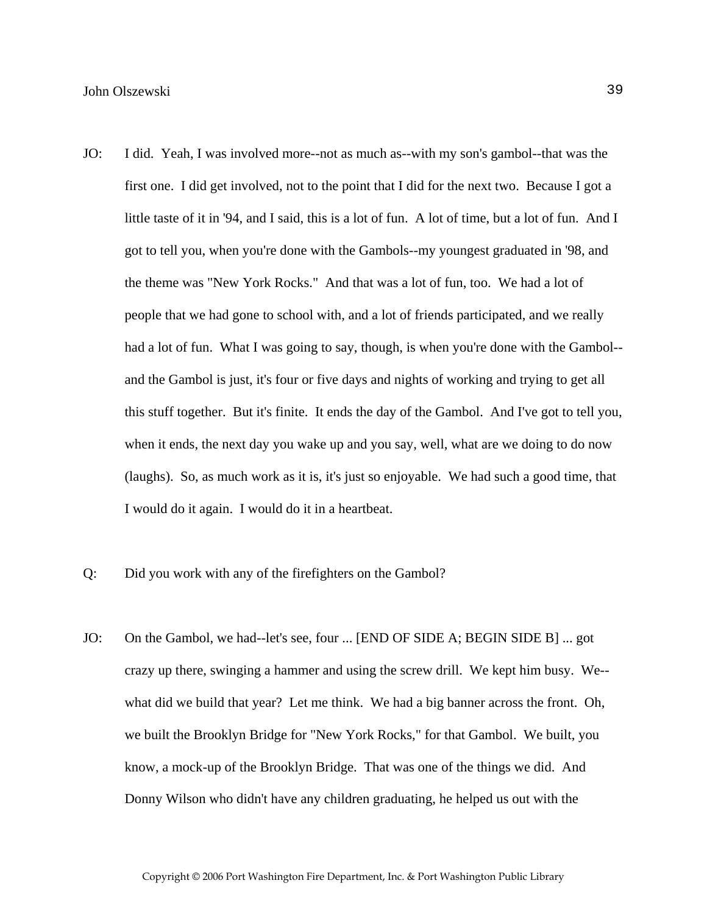JO: I did. Yeah, I was involved more--not as much as--with my son's gambol--that was the first one. I did get involved, not to the point that I did for the next two. Because I got a little taste of it in '94, and I said, this is a lot of fun. A lot of time, but a lot of fun. And I got to tell you, when you're done with the Gambols--my youngest graduated in '98, and the theme was "New York Rocks." And that was a lot of fun, too. We had a lot of people that we had gone to school with, and a lot of friends participated, and we really had a lot of fun. What I was going to say, though, is when you're done with the Gambol--and the Gambol is just, it's four or five days and nights of working and trying to get all this stuff together. But it's finite. It ends the day of the Gambol. And I've got to tell you, when it ends, the next day you wake up and you say, well, what are we doing to do now (laughs). So, as much work as it is, it's just so enjoyable. We had such a good time, that I would do it again. I would do it in a heartbeat.

Q: Did you work with any of the firefighters on the Gambol?

JO: On the Gambol, we had--let's see, four ... [END OF SIDE A; BEGIN SIDE B] ... got crazy up there, swinging a hammer and using the screw drill. We kept him busy. We--what did we build that year? Let me think. We had a big banner across the front. Oh, we built the Brooklyn Bridge for "New York Rocks," for that Gambol. We built, you know, a mock-up of the Brooklyn Bridge. That was one of the things we did. And Donny Wilson who didn't have any children graduating, he helped us out with the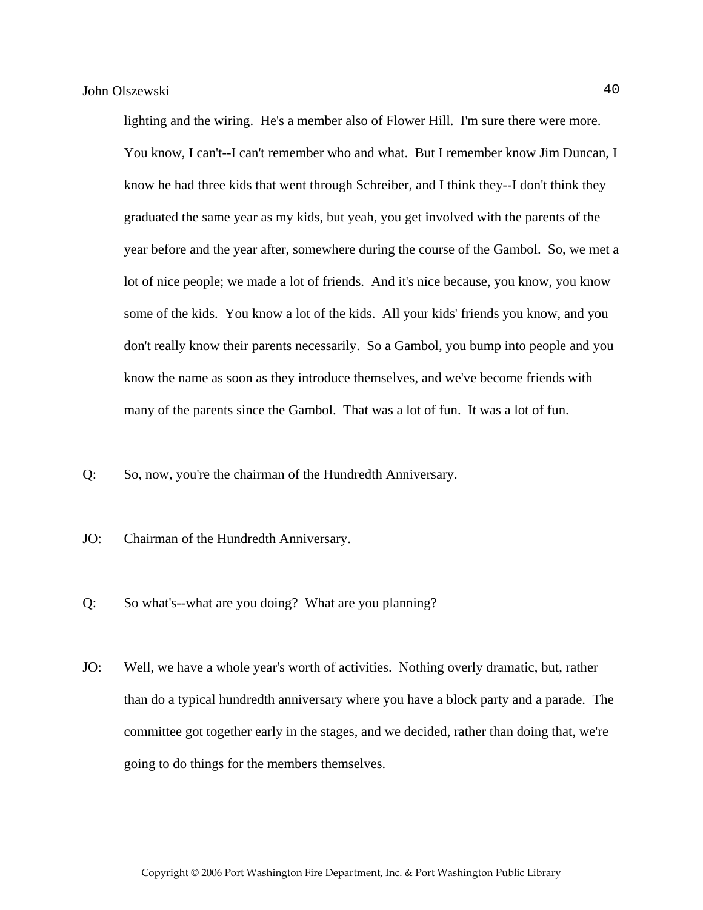lighting and the wiring. He's a member also of Flower Hill. I'm sure there were more. You know, I can't--I can't remember who and what. But I remember know Jim Duncan, I know he had three kids that went through Schreiber, and I think they--I don't think they graduated the same year as my kids, but yeah, you get involved with the parents of the year before and the year after, somewhere during the course of the Gambol. So, we met a lot of nice people; we made a lot of friends. And it's nice because, you know, you know some of the kids. You know a lot of the kids. All your kids' friends you know, and you don't really know their parents necessarily. So a Gambol, you bump into people and you know the name as soon as they introduce themselves, and we've become friends with many of the parents since the Gambol. That was a lot of fun. It was a lot of fun.

Q: So, now, you're the chairman of the Hundredth Anniversary.

JO: Chairman of the Hundredth Anniversary.

Q: So what's--what are you doing? What are you planning?

JO: Well, we have a whole year's worth of activities. Nothing overly dramatic, but, rather than do a typical hundredth anniversary where you have a block party and a parade. The committee got together early in the stages, and we decided, rather than doing that, we're going to do things for the members themselves.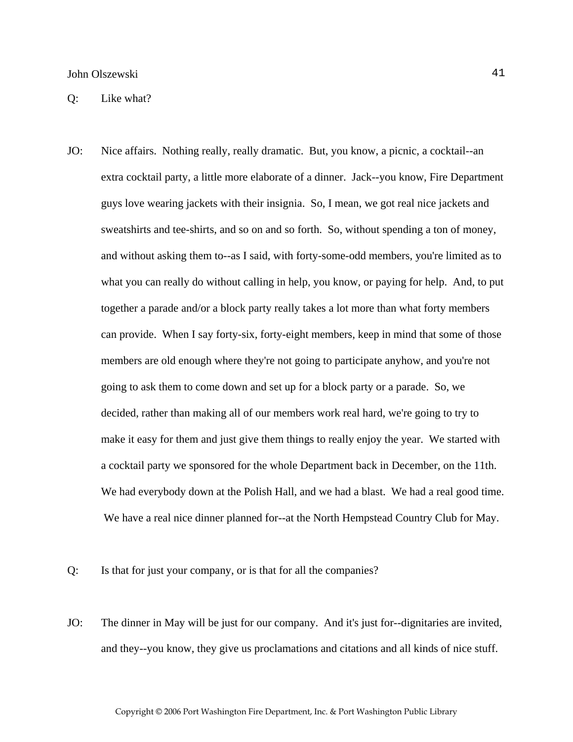Q: Like what?

JO: Nice affairs. Nothing really, really dramatic. But, you know, a picnic, a cocktail--an extra cocktail party, a little more elaborate of a dinner. Jack--you know, Fire Department guys love wearing jackets with their insignia. So, I mean, we got real nice jackets and sweatshirts and tee-shirts, and so on and so forth. So, without spending a ton of money, and without asking them to--as I said, with forty-some-odd members, you're limited as to what you can really do without calling in help, you know, or paying for help. And, to put together a parade and/or a block party really takes a lot more than what forty members can provide. When I say forty-six, forty-eight members, keep in mind that some of those members are old enough where they're not going to participate anyhow, and you're not going to ask them to come down and set up for a block party or a parade. So, we decided, rather than making all of our members work real hard, we're going to try to make it easy for them and just give them things to really enjoy the year. We started with a cocktail party we sponsored for the whole Department back in December, on the 11th. We had everybody down at the Polish Hall, and we had a blast. We had a real good time. We have a real nice dinner planned for--at the North Hempstead Country Club for May.

Q: Is that for just your company, or is that for all the companies?

JO: The dinner in May will be just for our company. And it's just for--dignitaries are invited, and they--you know, they give us proclamations and citations and all kinds of nice stuff.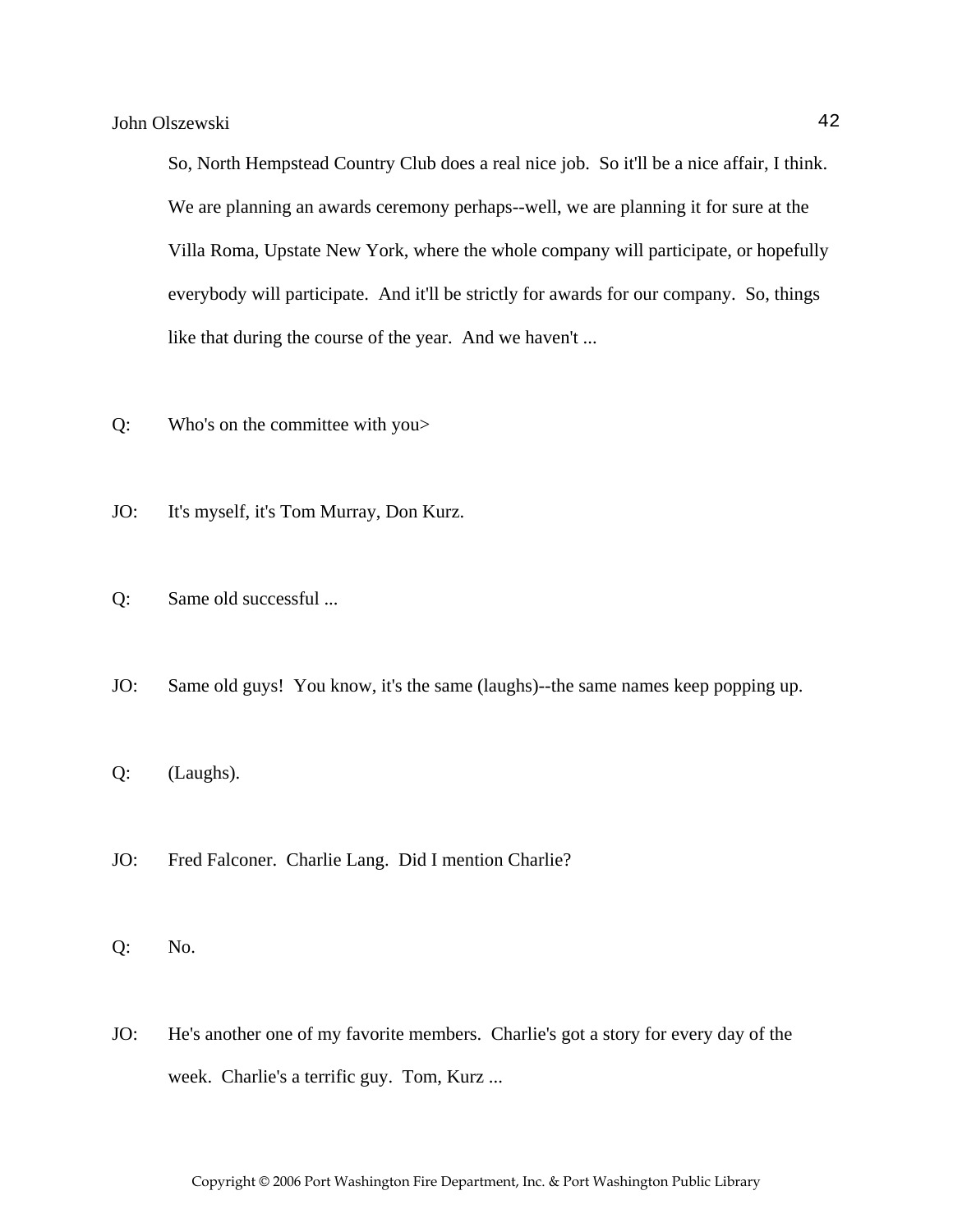So, North Hempstead Country Club does a real nice job. So it'll be a nice affair, I think. We are planning an awards ceremony perhaps--well, we are planning it for sure at the Villa Roma, Upstate New York, where the whole company will participate, or hopefully everybody will participate. And it'll be strictly for awards for our company. So, things like that during the course of the year. And we haven't ...

Q: Who's on the committee with you>

JO: It's myself, it's Tom Murray, Don Kurz.

Q: Same old successful ...

JO: Same old guys! You know, it's the same (laughs)--the same names keep popping up.

Q: (Laughs).

JO: Fred Falconer. Charlie Lang. Did I mention Charlie?

Q: No.

JO: He's another one of my favorite members. Charlie's got a story for every day of the week. Charlie's a terrific guy. Tom, Kurz ...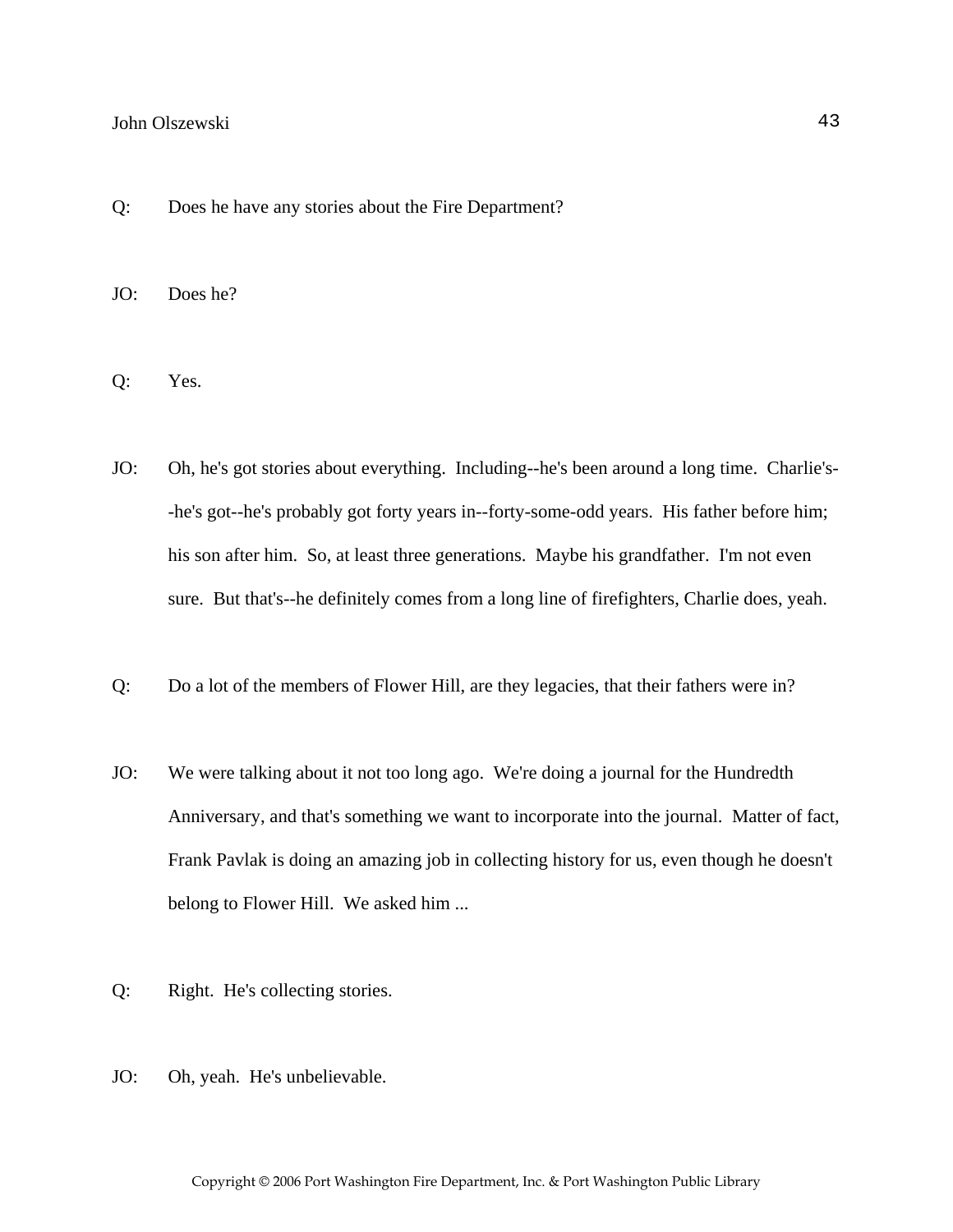Q: Does he have any stories about the Fire Department?

JO: Does he?

Q: Yes.

JO: Oh, he's got stories about everything. Including--he's been around a long time. Charlie's--he's got--he's probably got forty years in--forty-some-odd years. His father before him; his son after him. So, at least three generations. Maybe his grandfather. I'm not even sure. But that's--he definitely comes from a long line of firefighters, Charlie does, yeah.

Q: Do a lot of the members of Flower Hill, are they legacies, that their fathers were in?

JO: We were talking about it not too long ago. We're doing a journal for the Hundredth Anniversary, and that's something we want to incorporate into the journal. Matter of fact, Frank Pavlak is doing an amazing job in collecting history for us, even though he doesn't belong to Flower Hill. We asked him ...

Q: Right. He's collecting stories.

JO: Oh, yeah. He's unbelievable.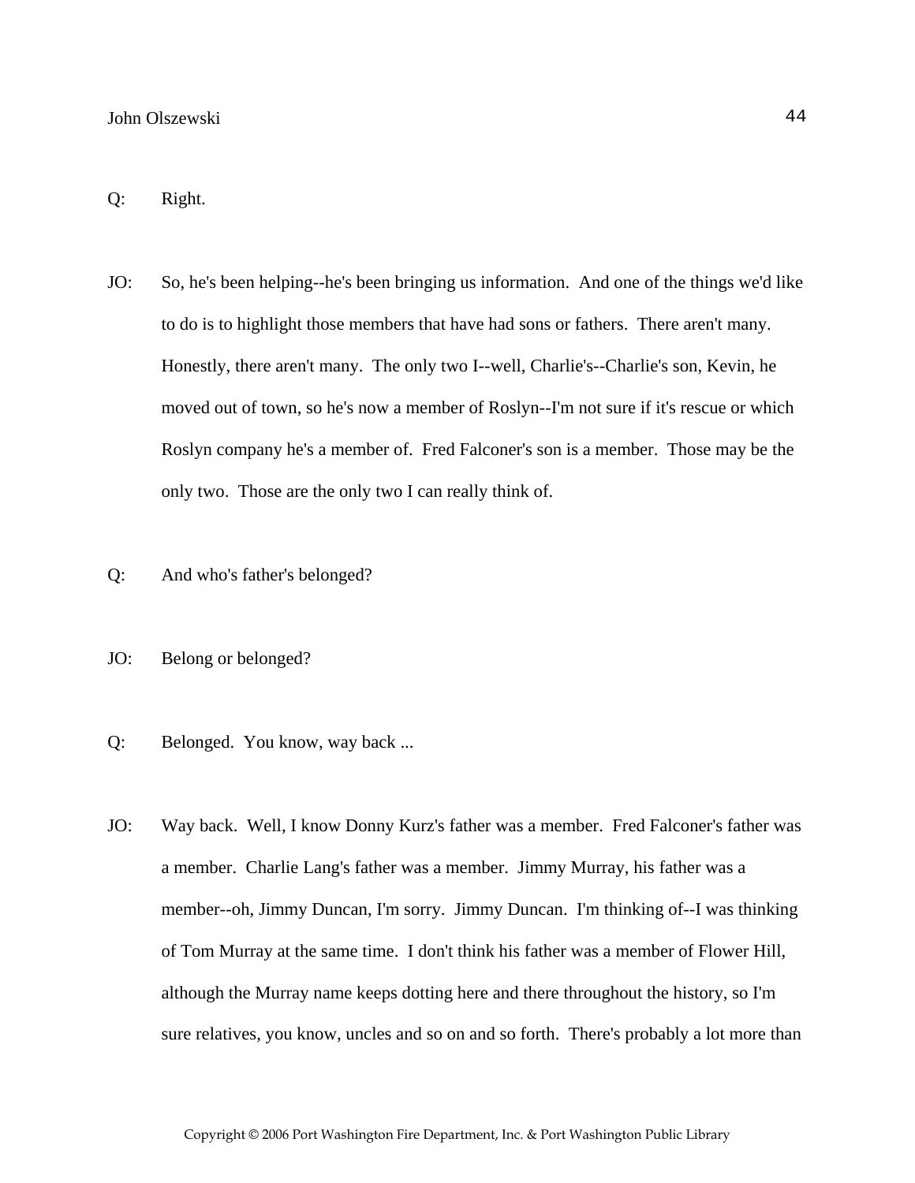Q: Right.

JO: So, he's been helping--he's been bringing us information. And one of the things we'd like to do is to highlight those members that have had sons or fathers. There aren't many. Honestly, there aren't many. The only two I--well, Charlie's--Charlie's son, Kevin, he moved out of town, so he's now a member of Roslyn--I'm not sure if it's rescue or which Roslyn company he's a member of. Fred Falconer's son is a member. Those may be the only two. Those are the only two I can really think of.

Q: And who's father's belonged?

JO: Belong or belonged?

Q: Belonged. You know, way back ...

JO: Way back. Well, I know Donny Kurz's father was a member. Fred Falconer's father was a member. Charlie Lang's father was a member. Jimmy Murray, his father was a member--oh, Jimmy Duncan, I'm sorry. Jimmy Duncan. I'm thinking of--I was thinking of Tom Murray at the same time. I don't think his father was a member of Flower Hill, although the Murray name keeps dotting here and there throughout the history, so I'm sure relatives, you know, uncles and so on and so forth. There's probably a lot more than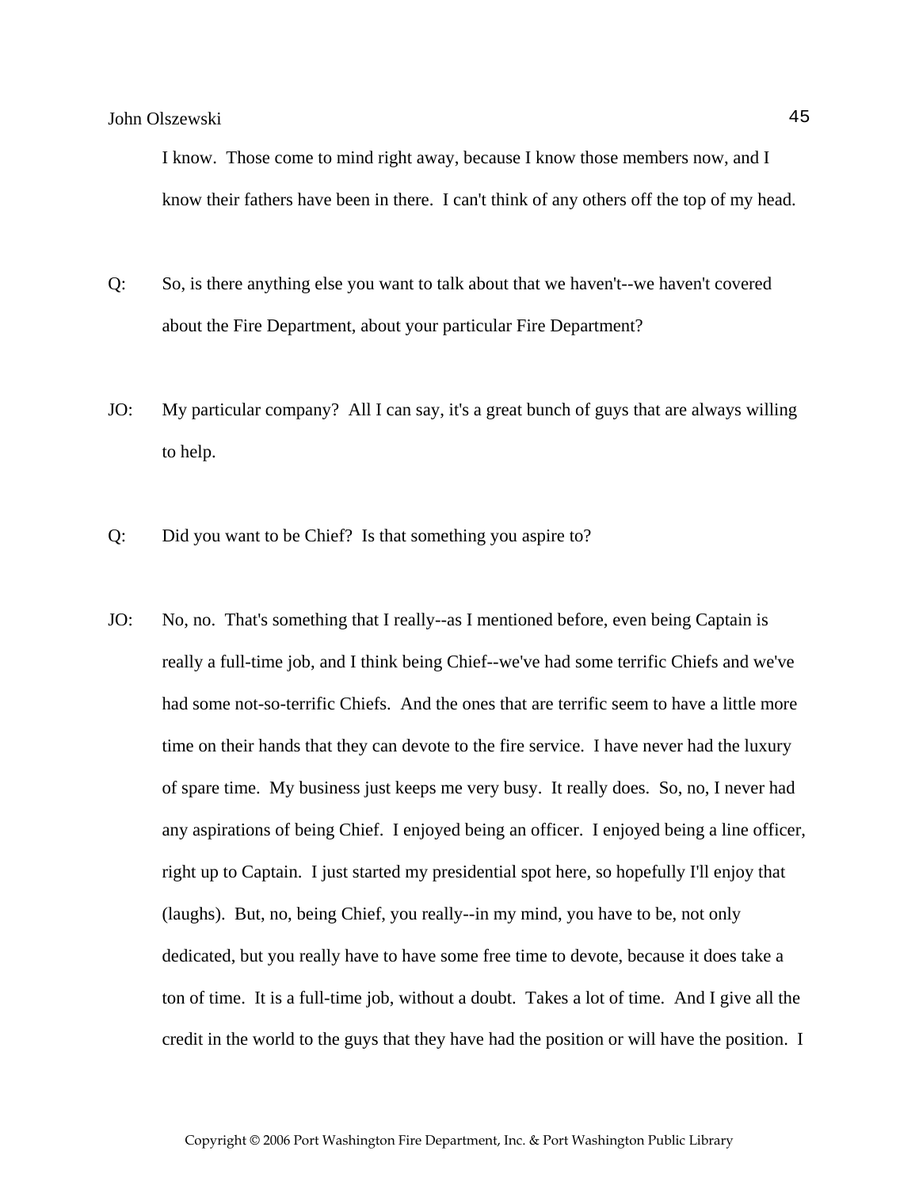I know. Those come to mind right away, because I know those members now, and I know their fathers have been in there. I can't think of any others off the top of my head.

Q: So, is there anything else you want to talk about that we haven't--we haven't covered about the Fire Department, about your particular Fire Department?

JO: My particular company? All I can say, it's a great bunch of guys that are always willing to help.

Q: Did you want to be Chief? Is that something you aspire to?

JO: No, no. That's something that I really--as I mentioned before, even being Captain is really a full-time job, and I think being Chief--we've had some terrific Chiefs and we've had some not-so-terrific Chiefs. And the ones that are terrific seem to have a little more time on their hands that they can devote to the fire service. I have never had the luxury of spare time. My business just keeps me very busy. It really does. So, no, I never had any aspirations of being Chief. I enjoyed being an officer. I enjoyed being a line officer, right up to Captain. I just started my presidential spot here, so hopefully I'll enjoy that (laughs). But, no, being Chief, you really--in my mind, you have to be, not only dedicated, but you really have to have some free time to devote, because it does take a ton of time. It is a full-time job, without a doubt. Takes a lot of time. And I give all the credit in the world to the guys that they have had the position or will have the position. I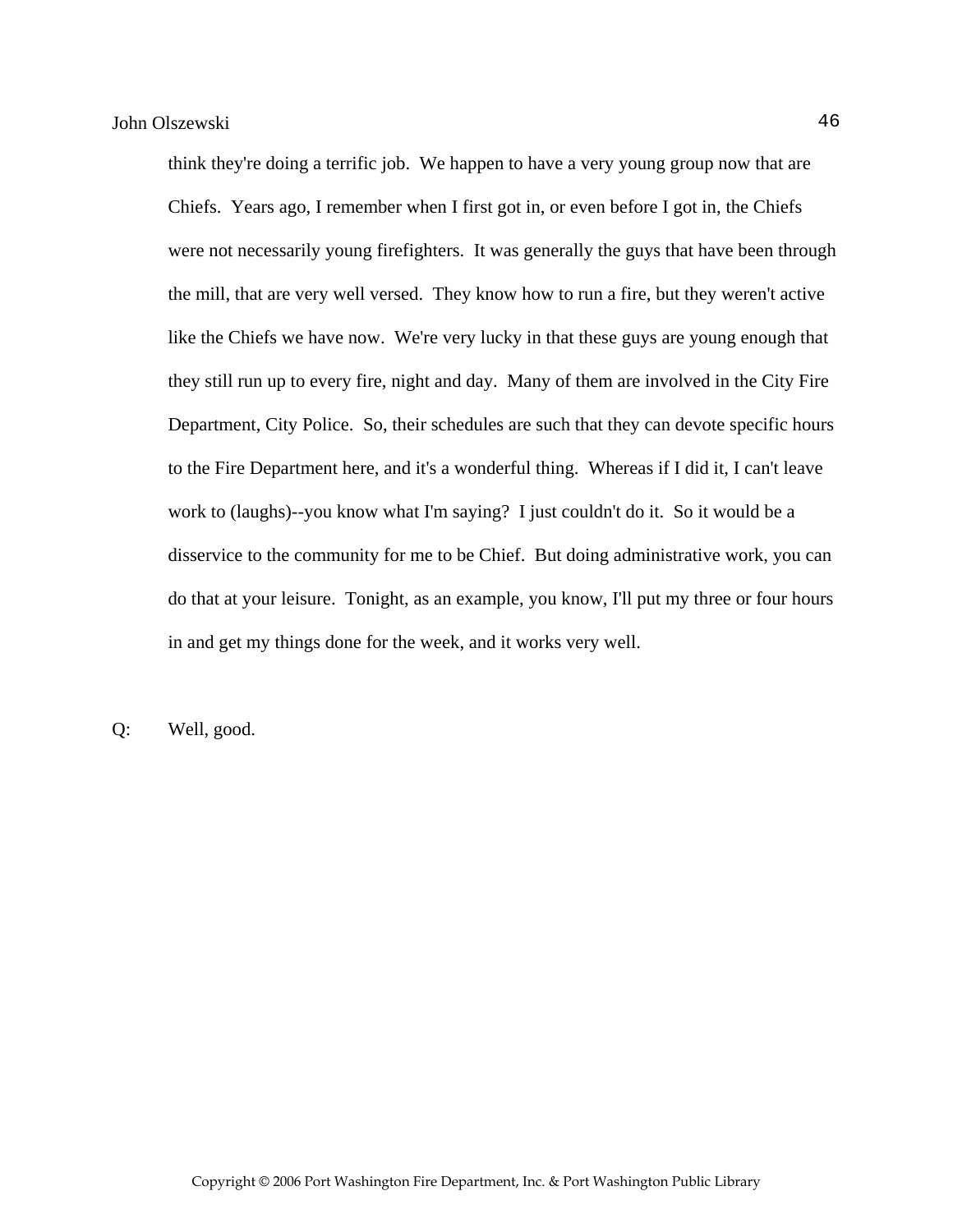think they're doing a terrific job. We happen to have a very young group now that are Chiefs. Years ago, I remember when I first got in, or even before I got in, the Chiefs were not necessarily young firefighters. It was generally the guys that have been through the mill, that are very well versed. They know how to run a fire, but they weren't active like the Chiefs we have now. We're very lucky in that these guys are young enough that they still run up to every fire, night and day. Many of them are involved in the City Fire Department, City Police. So, their schedules are such that they can devote specific hours to the Fire Department here, and it's a wonderful thing. Whereas if I did it, I can't leave work to (laughs)--you know what I'm saying? I just couldn't do it. So it would be a disservice to the community for me to be Chief. But doing administrative work, you can do that at your leisure. Tonight, as an example, you know, I'll put my three or four hours in and get my things done for the week, and it works very well.

Q: Well, good.